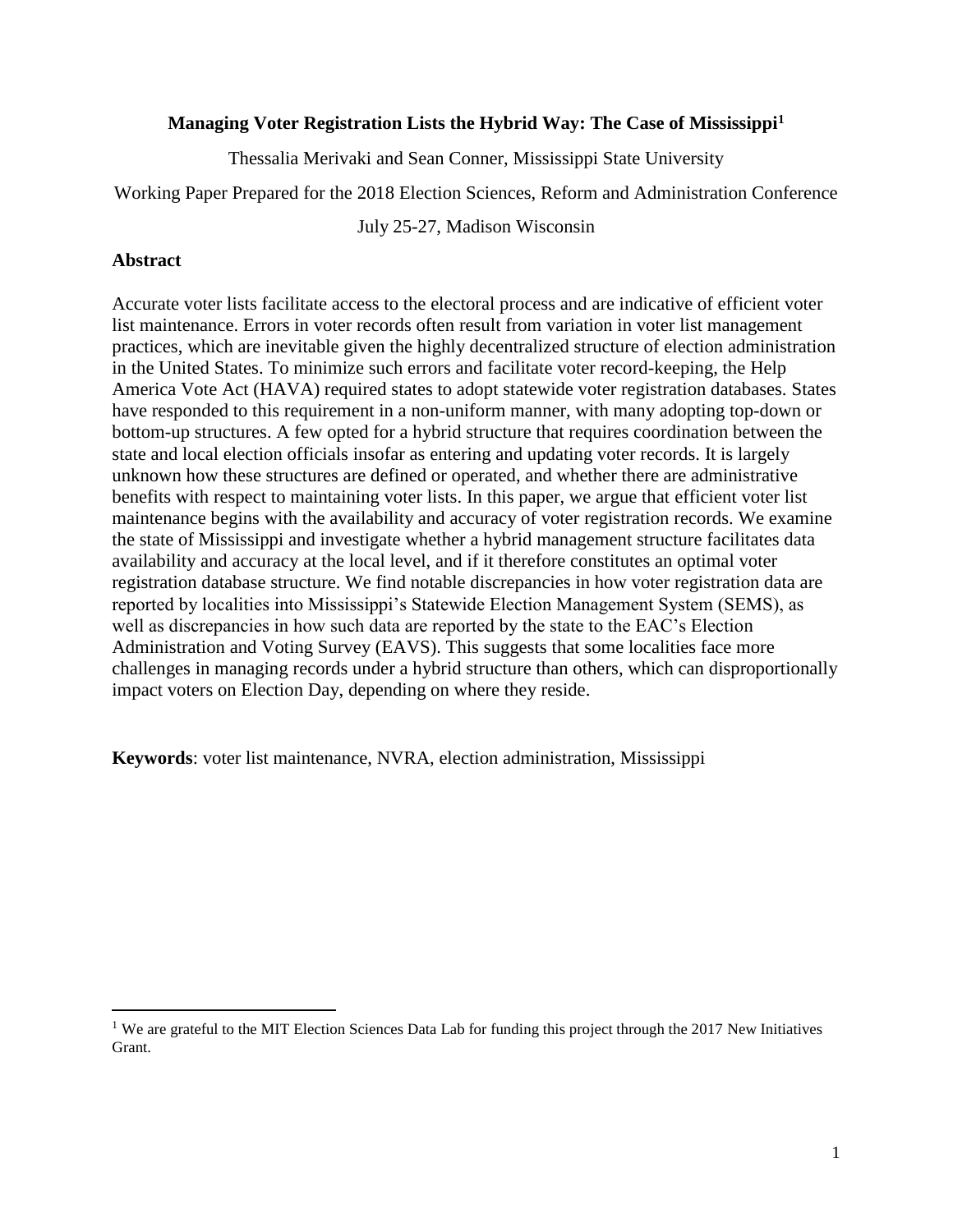# Managing Voter Registration Lists the Hybrid Way: The Case of Mississippi[1]

Thessalia Merivaki and Sean Conner, Mississippi State University

Working Paper Prepared for the 2018 Election Sciences, Reform and Administration Conference

July 25-27, Madison Wisconsin

## Abstract

Accurate voter lists facilitate access to the electoral process and are indicative of efficient voter list maintenance. Errors in voter records often result from variation in voter list management practices, which are inevitable given the highly decentralized structure of election administration in the United States. To minimize such errors and facilitate voter record-keeping, the Help America Vote Act (HAVA) required states to adopt statewide voter registration databases. States have responded to this requirement in a non-uniform manner, with many adopting top-down or bottom-up structures. A few opted for a hybrid structure that requires coordination between the state and local election officials insofar as entering and updating voter records. It is largely unknown how these structures are defined or operated, and whether there are administrative benefits with respect to maintaining voter lists. In this paper, we argue that efficient voter list maintenance begins with the availability and accuracy of voter registration records. We examine the state of Mississippi and investigate whether a hybrid management structure facilitates data availability and accuracy at the local level, and if it therefore constitutes an optimal voter registration database structure. We find notable discrepancies in how voter registration data are reported by localities into Mississippi's Statewide Election Management System (SEMS), as well as discrepancies in how such data are reported by the state to the EAC's Election Administration and Voting Survey (EAVS). This suggests that some localities face more challenges in managing records under a hybrid structure than others, which can disproportionally impact voters on Election Day, depending on where they reside.

**Keywords**: voter list maintenance, NVRA, election administration, Mississippi

---

[1] We are grateful to the MIT Election Sciences Data Lab for funding this project through the 2017 New Initiatives Grant.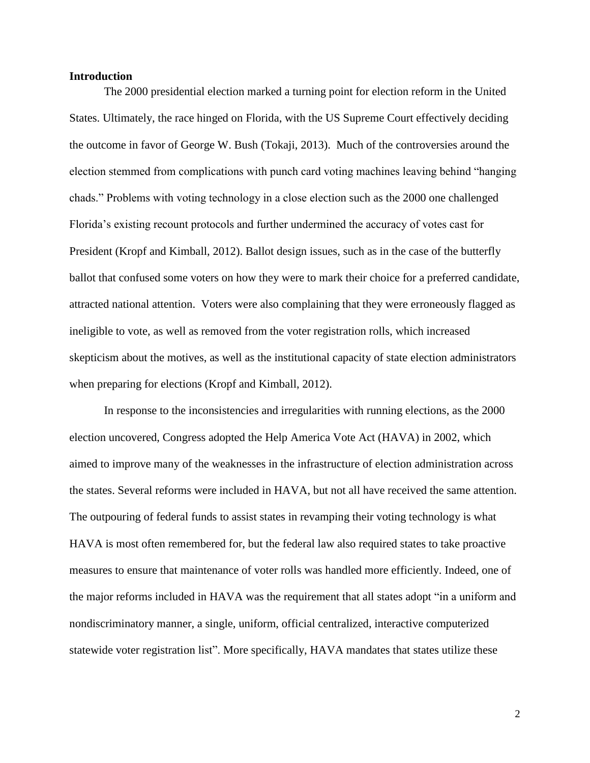**Introduction**

The 2000 presidential election marked a turning point for election reform in the United States. Ultimately, the race hinged on Florida, with the US Supreme Court effectively deciding the outcome in favor of George W. Bush (Tokaji, 2013). Much of the controversies around the election stemmed from complications with punch card voting machines leaving behind "hanging chads." Problems with voting technology in a close election such as the 2000 one challenged Florida's existing recount protocols and further undermined the accuracy of votes cast for President (Kropf and Kimball, 2012). Ballot design issues, such as in the case of the butterfly ballot that confused some voters on how they were to mark their choice for a preferred candidate, attracted national attention. Voters were also complaining that they were erroneously flagged as ineligible to vote, as well as removed from the voter registration rolls, which increased skepticism about the motives, as well as the institutional capacity of state election administrators when preparing for elections (Kropf and Kimball, 2012).

In response to the inconsistencies and irregularities with running elections, as the 2000 election uncovered, Congress adopted the Help America Vote Act (HAVA) in 2002, which aimed to improve many of the weaknesses in the infrastructure of election administration across the states. Several reforms were included in HAVA, but not all have received the same attention. The outpouring of federal funds to assist states in revamping their voting technology is what HAVA is most often remembered for, but the federal law also required states to take proactive measures to ensure that maintenance of voter rolls was handled more efficiently. Indeed, one of the major reforms included in HAVA was the requirement that all states adopt "in a uniform and nondiscriminatory manner, a single, uniform, official centralized, interactive computerized statewide voter registration list". More specifically, HAVA mandates that states utilize these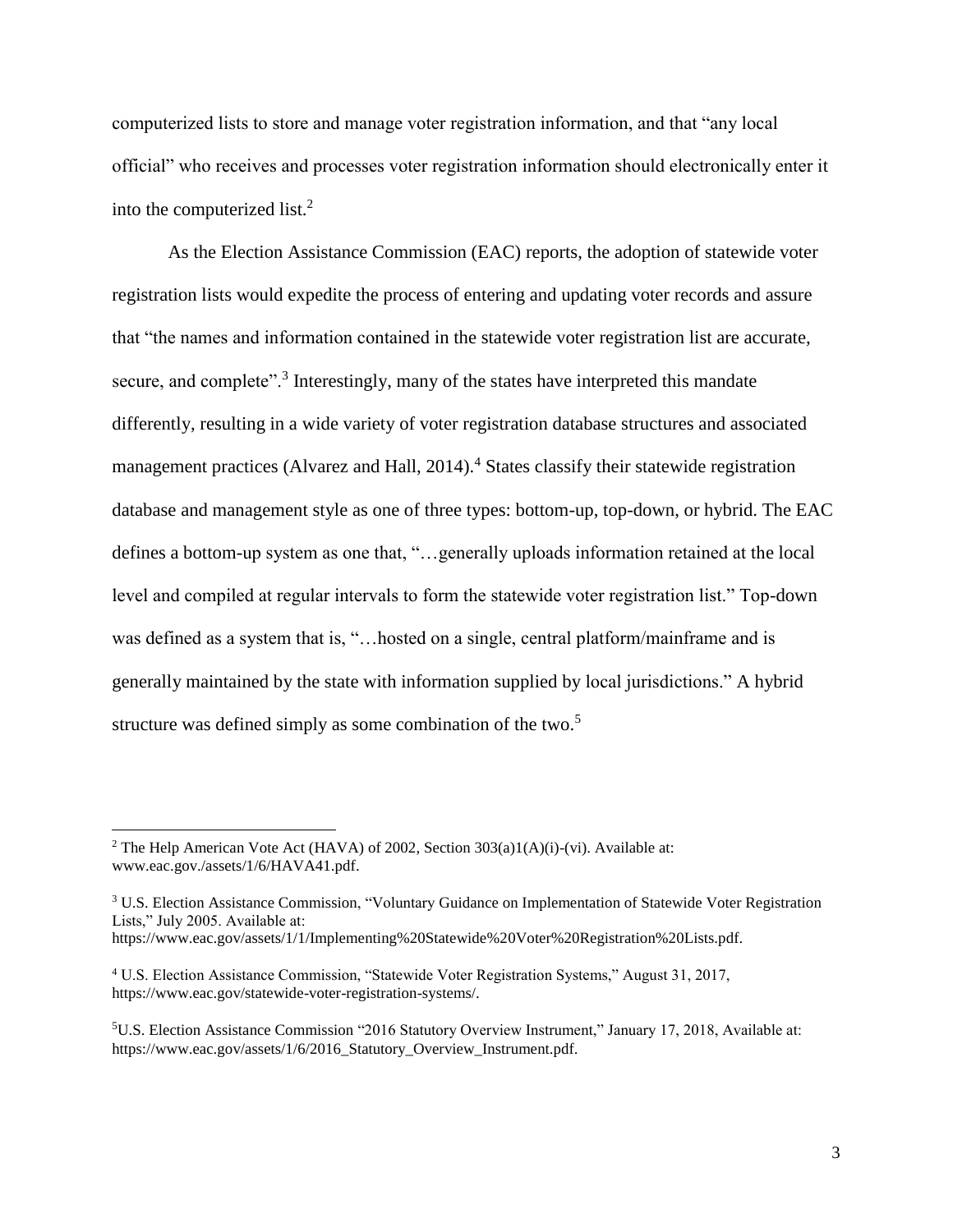computerized lists to store and manage voter registration information, and that "any local official" who receives and processes voter registration information should electronically enter it into the computerized list.[2]

As the Election Assistance Commission (EAC) reports, the adoption of statewide voter registration lists would expedite the process of entering and updating voter records and assure that "the names and information contained in the statewide voter registration list are accurate, secure, and complete".[3] Interestingly, many of the states have interpreted this mandate differently, resulting in a wide variety of voter registration database structures and associated management practices (Alvarez and Hall, 2014).[4] States classify their statewide registration database and management style as one of three types: bottom-up, top-down, or hybrid. The EAC defines a bottom-up system as one that, "…generally uploads information retained at the local level and compiled at regular intervals to form the statewide voter registration list." Top-down was defined as a system that is, "…hosted on a single, central platform/mainframe and is generally maintained by the state with information supplied by local jurisdictions." A hybrid structure was defined simply as some combination of the two.[5]

---

[2] The Help American Vote Act (HAVA) of 2002, Section 303(a)1(A)(i)-(vi). Available at: www.eac.gov./assets/1/6/HAVA41.pdf.

[3] U.S. Election Assistance Commission, "Voluntary Guidance on Implementation of Statewide Voter Registration Lists," July 2005. Available at: https://www.eac.gov/assets/1/1/Implementing%20Statewide%20Voter%20Registration%20Lists.pdf.

[4] U.S. Election Assistance Commission, "Statewide Voter Registration Systems," August 31, 2017, https://www.eac.gov/statewide-voter-registration-systems/.

[5] U.S. Election Assistance Commission "2016 Statutory Overview Instrument," January 17, 2018, Available at: https://www.eac.gov/assets/1/6/2016_Statutory_Overview_Instrument.pdf.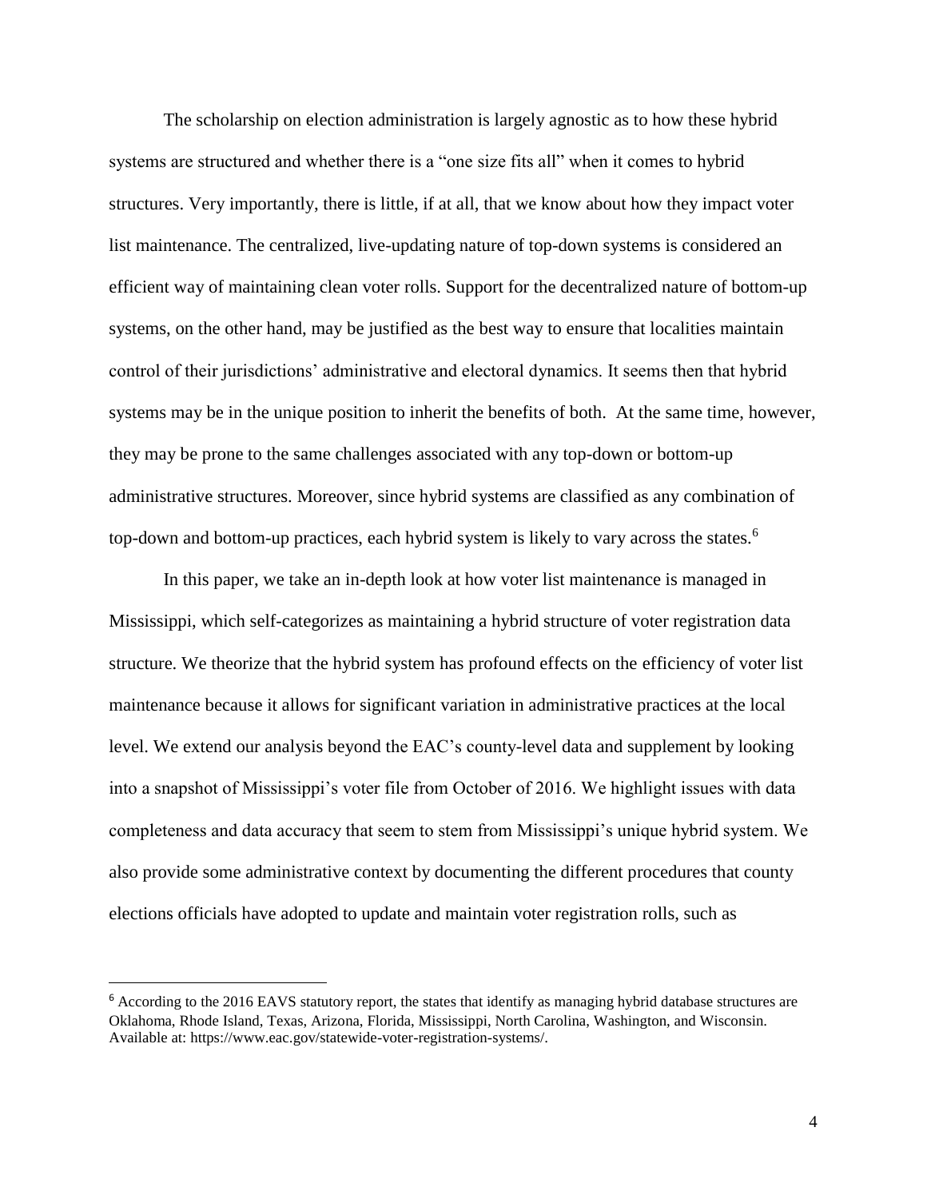The scholarship on election administration is largely agnostic as to how these hybrid systems are structured and whether there is a "one size fits all" when it comes to hybrid structures. Very importantly, there is little, if at all, that we know about how they impact voter list maintenance. The centralized, live-updating nature of top-down systems is considered an efficient way of maintaining clean voter rolls. Support for the decentralized nature of bottom-up systems, on the other hand, may be justified as the best way to ensure that localities maintain control of their jurisdictions' administrative and electoral dynamics. It seems then that hybrid systems may be in the unique position to inherit the benefits of both. At the same time, however, they may be prone to the same challenges associated with any top-down or bottom-up administrative structures. Moreover, since hybrid systems are classified as any combination of top-down and bottom-up practices, each hybrid system is likely to vary across the states.[6]

In this paper, we take an in-depth look at how voter list maintenance is managed in Mississippi, which self-categorizes as maintaining a hybrid structure of voter registration data structure. We theorize that the hybrid system has profound effects on the efficiency of voter list maintenance because it allows for significant variation in administrative practices at the local level. We extend our analysis beyond the EAC's county-level data and supplement by looking into a snapshot of Mississippi's voter file from October of 2016. We highlight issues with data completeness and data accuracy that seem to stem from Mississippi's unique hybrid system. We also provide some administrative context by documenting the different procedures that county elections officials have adopted to update and maintain voter registration rolls, such as

[6] According to the 2016 EAVS statutory report, the states that identify as managing hybrid database structures are Oklahoma, Rhode Island, Texas, Arizona, Florida, Mississippi, North Carolina, Washington, and Wisconsin. Available at: https://www.eac.gov/statewide-voter-registration-systems/.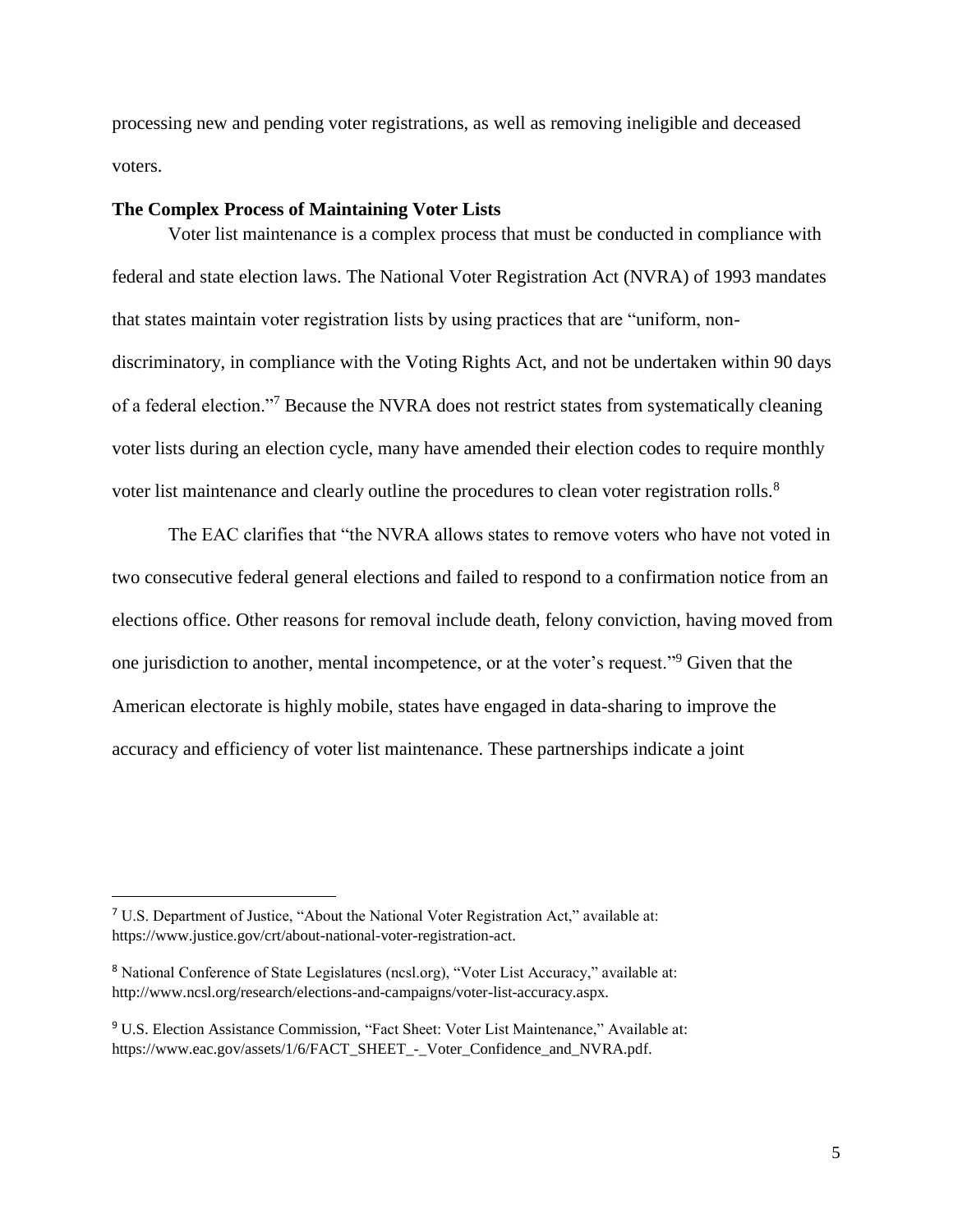processing new and pending voter registrations, as well as removing ineligible and deceased voters.

**The Complex Process of Maintaining Voter Lists**

Voter list maintenance is a complex process that must be conducted in compliance with federal and state election laws. The National Voter Registration Act (NVRA) of 1993 mandates that states maintain voter registration lists by using practices that are "uniform, non-discriminatory, in compliance with the Voting Rights Act, and not be undertaken within 90 days of a federal election."[7] Because the NVRA does not restrict states from systematically cleaning voter lists during an election cycle, many have amended their election codes to require monthly voter list maintenance and clearly outline the procedures to clean voter registration rolls.[8]

The EAC clarifies that "the NVRA allows states to remove voters who have not voted in two consecutive federal general elections and failed to respond to a confirmation notice from an elections office. Other reasons for removal include death, felony conviction, having moved from one jurisdiction to another, mental incompetence, or at the voter's request."[9] Given that the American electorate is highly mobile, states have engaged in data-sharing to improve the accuracy and efficiency of voter list maintenance. These partnerships indicate a joint

---

[7] U.S. Department of Justice, "About the National Voter Registration Act," available at: https://www.justice.gov/crt/about-national-voter-registration-act.

[8] National Conference of State Legislatures (ncsl.org), "Voter List Accuracy," available at: http://www.ncsl.org/research/elections-and-campaigns/voter-list-accuracy.aspx.

[9] U.S. Election Assistance Commission, "Fact Sheet: Voter List Maintenance," Available at: https://www.eac.gov/assets/1/6/FACT_SHEET_-_Voter_Confidence_and_NVRA.pdf.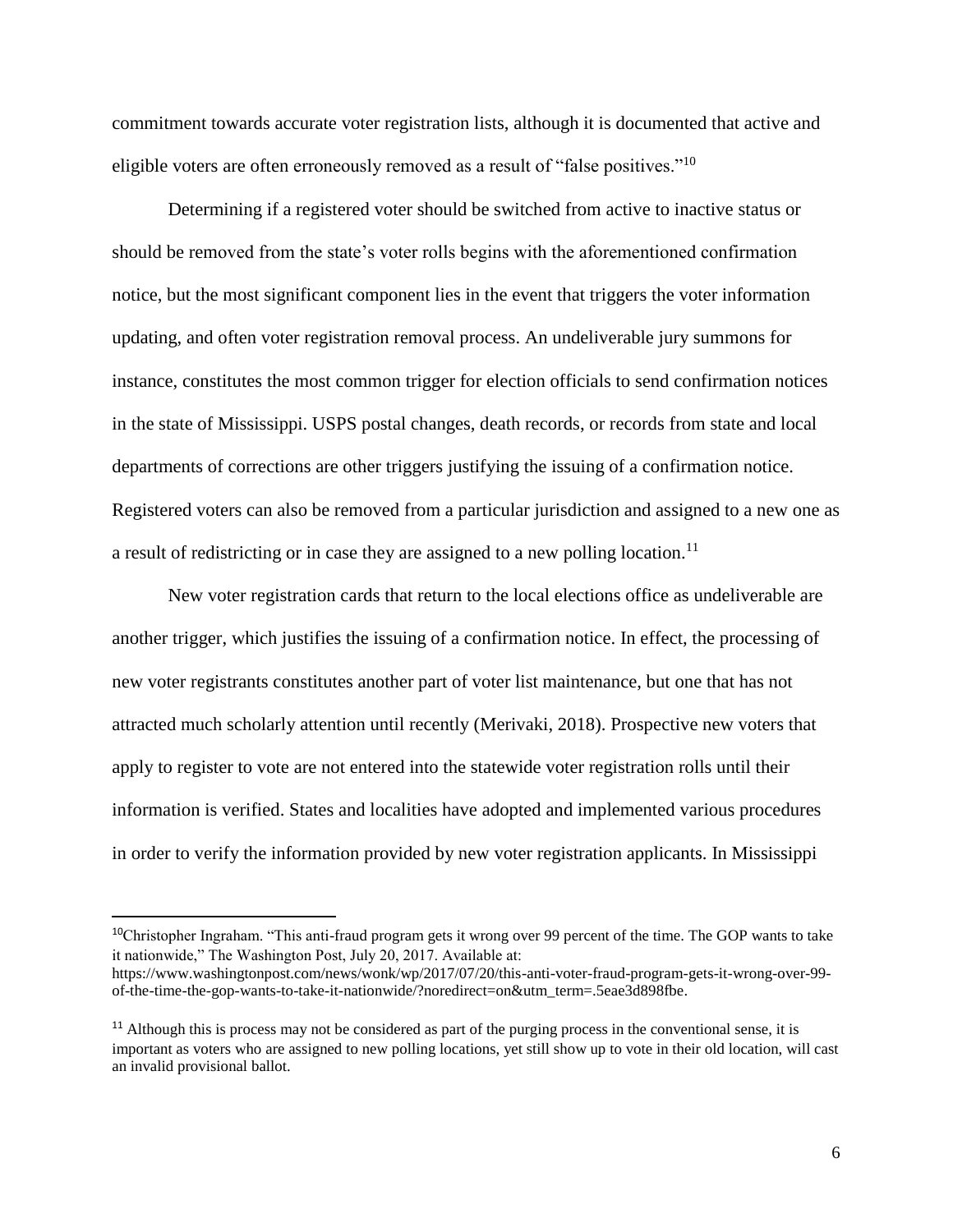commitment towards accurate voter registration lists, although it is documented that active and eligible voters are often erroneously removed as a result of "false positives."[10]

Determining if a registered voter should be switched from active to inactive status or should be removed from the state's voter rolls begins with the aforementioned confirmation notice, but the most significant component lies in the event that triggers the voter information updating, and often voter registration removal process. An undeliverable jury summons for instance, constitutes the most common trigger for election officials to send confirmation notices in the state of Mississippi. USPS postal changes, death records, or records from state and local departments of corrections are other triggers justifying the issuing of a confirmation notice. Registered voters can also be removed from a particular jurisdiction and assigned to a new one as a result of redistricting or in case they are assigned to a new polling location.[11]

New voter registration cards that return to the local elections office as undeliverable are another trigger, which justifies the issuing of a confirmation notice. In effect, the processing of new voter registrants constitutes another part of voter list maintenance, but one that has not attracted much scholarly attention until recently (Merivaki, 2018). Prospective new voters that apply to register to vote are not entered into the statewide voter registration rolls until their information is verified. States and localities have adopted and implemented various procedures in order to verify the information provided by new voter registration applicants. In Mississippi

---

[10] Christopher Ingraham. "This anti-fraud program gets it wrong over 99 percent of the time. The GOP wants to take it nationwide," The Washington Post, July 20, 2017. Available at: https://www.washingtonpost.com/news/wonk/wp/2017/07/20/this-anti-voter-fraud-program-gets-it-wrong-over-99-of-the-time-the-gop-wants-to-take-it-nationwide/?noredirect=on&utm_term=.5eae3d898fbe.

[11] Although this is process may not be considered as part of the purging process in the conventional sense, it is important as voters who are assigned to new polling locations, yet still show up to vote in their old location, will cast an invalid provisional ballot.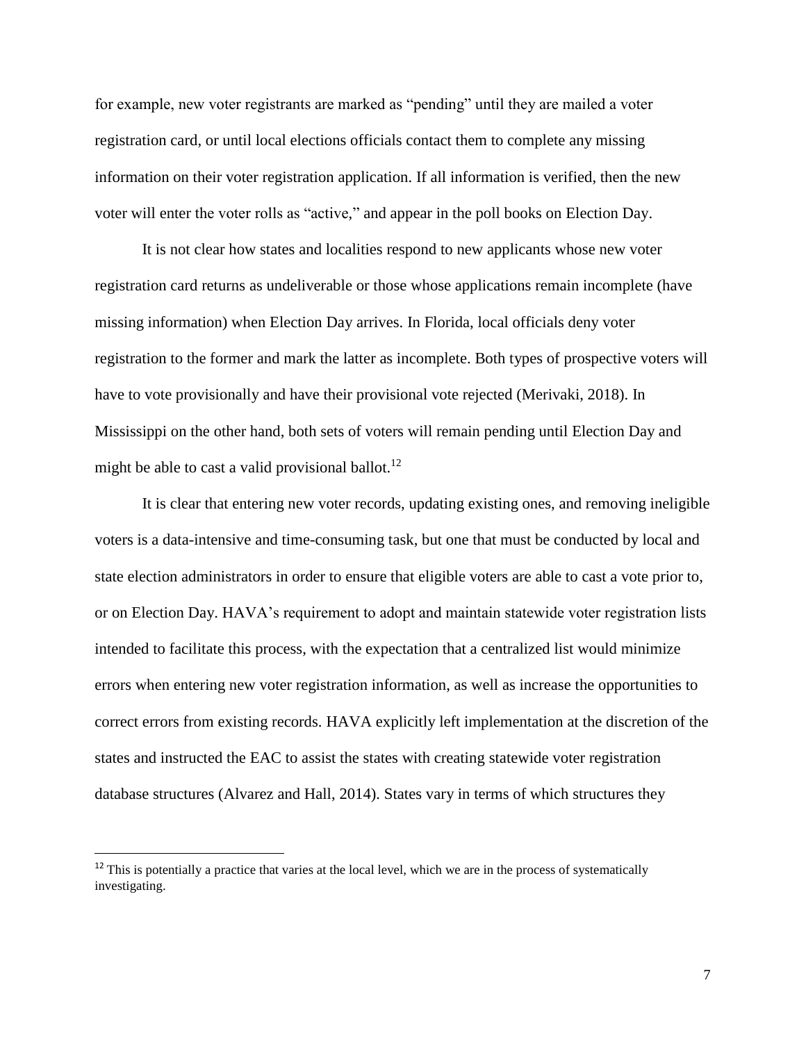for example, new voter registrants are marked as "pending" until they are mailed a voter registration card, or until local elections officials contact them to complete any missing information on their voter registration application. If all information is verified, then the new voter will enter the voter rolls as "active," and appear in the poll books on Election Day.

It is not clear how states and localities respond to new applicants whose new voter registration card returns as undeliverable or those whose applications remain incomplete (have missing information) when Election Day arrives. In Florida, local officials deny voter registration to the former and mark the latter as incomplete. Both types of prospective voters will have to vote provisionally and have their provisional vote rejected (Merivaki, 2018). In Mississippi on the other hand, both sets of voters will remain pending until Election Day and might be able to cast a valid provisional ballot.[12]

It is clear that entering new voter records, updating existing ones, and removing ineligible voters is a data-intensive and time-consuming task, but one that must be conducted by local and state election administrators in order to ensure that eligible voters are able to cast a vote prior to, or on Election Day. HAVA's requirement to adopt and maintain statewide voter registration lists intended to facilitate this process, with the expectation that a centralized list would minimize errors when entering new voter registration information, as well as increase the opportunities to correct errors from existing records. HAVA explicitly left implementation at the discretion of the states and instructed the EAC to assist the states with creating statewide voter registration database structures (Alvarez and Hall, 2014). States vary in terms of which structures they

[12] This is potentially a practice that varies at the local level, which we are in the process of systematically investigating.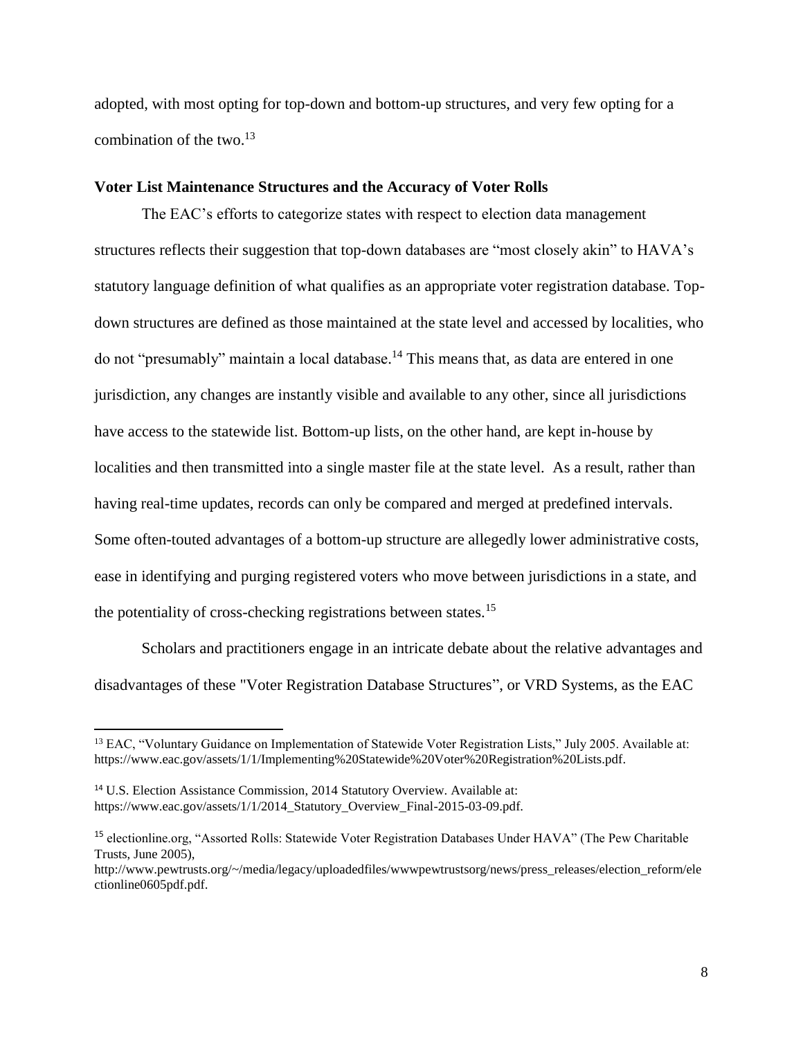adopted, with most opting for top-down and bottom-up structures, and very few opting for a combination of the two.[13]

**Voter List Maintenance Structures and the Accuracy of Voter Rolls**

The EAC's efforts to categorize states with respect to election data management structures reflects their suggestion that top-down databases are "most closely akin" to HAVA's statutory language definition of what qualifies as an appropriate voter registration database. Top-down structures are defined as those maintained at the state level and accessed by localities, who do not "presumably" maintain a local database.[14] This means that, as data are entered in one jurisdiction, any changes are instantly visible and available to any other, since all jurisdictions have access to the statewide list. Bottom-up lists, on the other hand, are kept in-house by localities and then transmitted into a single master file at the state level. As a result, rather than having real-time updates, records can only be compared and merged at predefined intervals. Some often-touted advantages of a bottom-up structure are allegedly lower administrative costs, ease in identifying and purging registered voters who move between jurisdictions in a state, and the potentiality of cross-checking registrations between states.[15]

Scholars and practitioners engage in an intricate debate about the relative advantages and disadvantages of these "Voter Registration Database Structures", or VRD Systems, as the EAC

---

[13] EAC, "Voluntary Guidance on Implementation of Statewide Voter Registration Lists," July 2005. Available at: https://www.eac.gov/assets/1/1/Implementing%20Statewide%20Voter%20Registration%20Lists.pdf.

[14] U.S. Election Assistance Commission, 2014 Statutory Overview. Available at: https://www.eac.gov/assets/1/1/2014_Statutory_Overview_Final-2015-03-09.pdf.

[15] electionline.org, "Assorted Rolls: Statewide Voter Registration Databases Under HAVA" (The Pew Charitable Trusts, June 2005), http://www.pewtrusts.org/~/media/legacy/uploadedfiles/wwwpewtrustsorg/news/press_releases/election_reform/electionline0605pdf.pdf.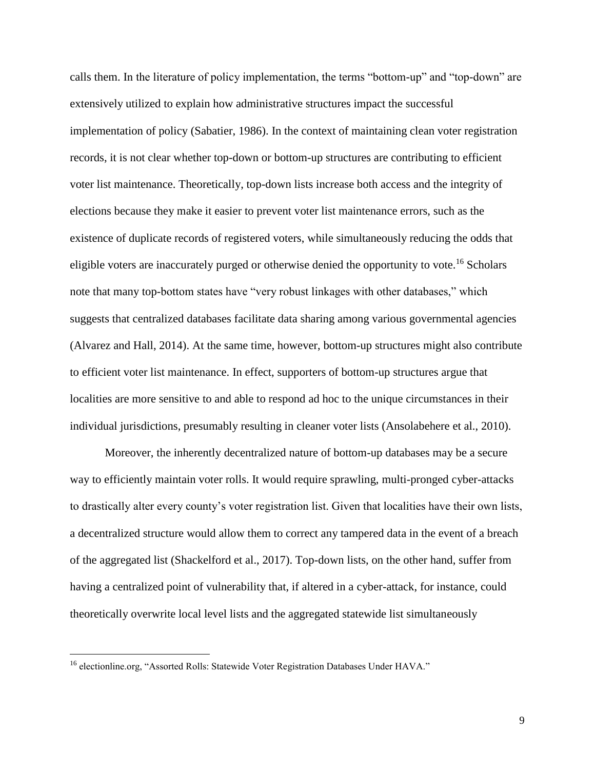calls them. In the literature of policy implementation, the terms "bottom-up" and "top-down" are extensively utilized to explain how administrative structures impact the successful implementation of policy (Sabatier, 1986). In the context of maintaining clean voter registration records, it is not clear whether top-down or bottom-up structures are contributing to efficient voter list maintenance. Theoretically, top-down lists increase both access and the integrity of elections because they make it easier to prevent voter list maintenance errors, such as the existence of duplicate records of registered voters, while simultaneously reducing the odds that eligible voters are inaccurately purged or otherwise denied the opportunity to vote.[16] Scholars note that many top-bottom states have "very robust linkages with other databases," which suggests that centralized databases facilitate data sharing among various governmental agencies (Alvarez and Hall, 2014). At the same time, however, bottom-up structures might also contribute to efficient voter list maintenance. In effect, supporters of bottom-up structures argue that localities are more sensitive to and able to respond ad hoc to the unique circumstances in their individual jurisdictions, presumably resulting in cleaner voter lists (Ansolabehere et al., 2010).

Moreover, the inherently decentralized nature of bottom-up databases may be a secure way to efficiently maintain voter rolls. It would require sprawling, multi-pronged cyber-attacks to drastically alter every county's voter registration list. Given that localities have their own lists, a decentralized structure would allow them to correct any tampered data in the event of a breach of the aggregated list (Shackelford et al., 2017). Top-down lists, on the other hand, suffer from having a centralized point of vulnerability that, if altered in a cyber-attack, for instance, could theoretically overwrite local level lists and the aggregated statewide list simultaneously

[16] electionline.org, "Assorted Rolls: Statewide Voter Registration Databases Under HAVA."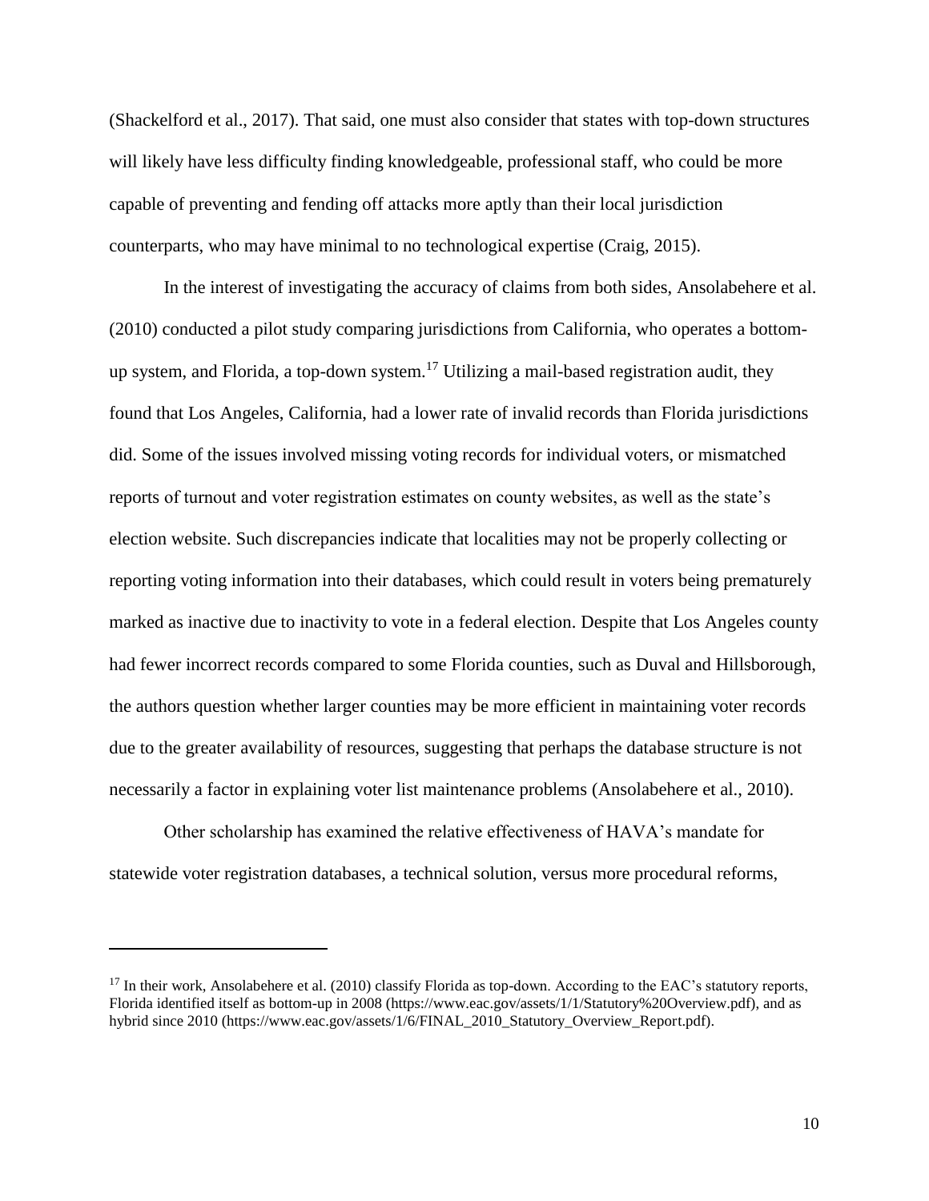(Shackelford et al., 2017). That said, one must also consider that states with top-down structures will likely have less difficulty finding knowledgeable, professional staff, who could be more capable of preventing and fending off attacks more aptly than their local jurisdiction counterparts, who may have minimal to no technological expertise (Craig, 2015).

In the interest of investigating the accuracy of claims from both sides, Ansolabehere et al. (2010) conducted a pilot study comparing jurisdictions from California, who operates a bottom-up system, and Florida, a top-down system.[17] Utilizing a mail-based registration audit, they found that Los Angeles, California, had a lower rate of invalid records than Florida jurisdictions did. Some of the issues involved missing voting records for individual voters, or mismatched reports of turnout and voter registration estimates on county websites, as well as the state's election website. Such discrepancies indicate that localities may not be properly collecting or reporting voting information into their databases, which could result in voters being prematurely marked as inactive due to inactivity to vote in a federal election. Despite that Los Angeles county had fewer incorrect records compared to some Florida counties, such as Duval and Hillsborough, the authors question whether larger counties may be more efficient in maintaining voter records due to the greater availability of resources, suggesting that perhaps the database structure is not necessarily a factor in explaining voter list maintenance problems (Ansolabehere et al., 2010).

Other scholarship has examined the relative effectiveness of HAVA's mandate for statewide voter registration databases, a technical solution, versus more procedural reforms,

---

[17] In their work, Ansolabehere et al. (2010) classify Florida as top-down. According to the EAC's statutory reports, Florida identified itself as bottom-up in 2008 (https://www.eac.gov/assets/1/1/Statutory%20Overview.pdf), and as hybrid since 2010 (https://www.eac.gov/assets/1/6/FINAL_2010_Statutory_Overview_Report.pdf).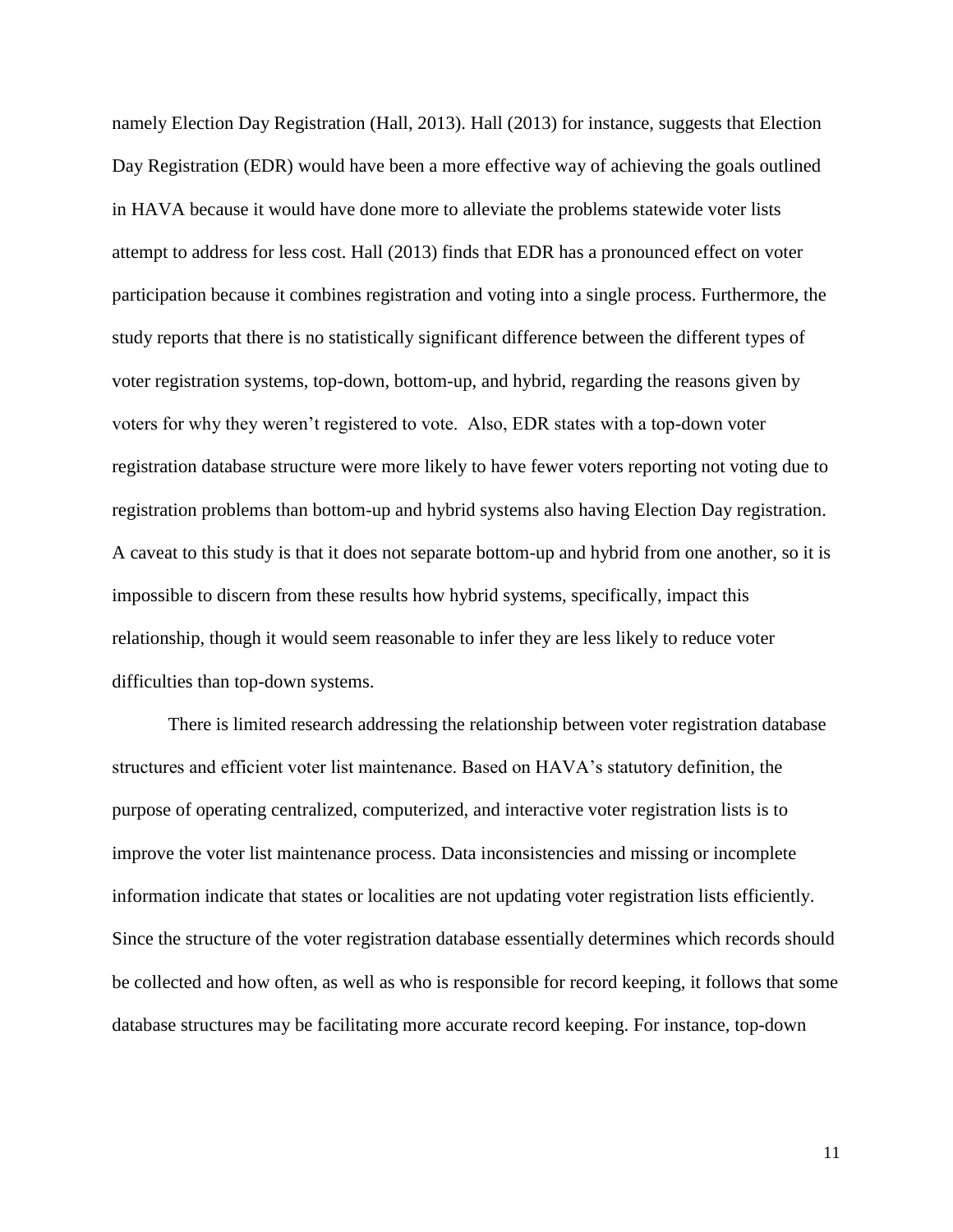namely Election Day Registration (Hall, 2013). Hall (2013) for instance, suggests that Election Day Registration (EDR) would have been a more effective way of achieving the goals outlined in HAVA because it would have done more to alleviate the problems statewide voter lists attempt to address for less cost. Hall (2013) finds that EDR has a pronounced effect on voter participation because it combines registration and voting into a single process. Furthermore, the study reports that there is no statistically significant difference between the different types of voter registration systems, top-down, bottom-up, and hybrid, regarding the reasons given by voters for why they weren't registered to vote. Also, EDR states with a top-down voter registration database structure were more likely to have fewer voters reporting not voting due to registration problems than bottom-up and hybrid systems also having Election Day registration. A caveat to this study is that it does not separate bottom-up and hybrid from one another, so it is impossible to discern from these results how hybrid systems, specifically, impact this relationship, though it would seem reasonable to infer they are less likely to reduce voter difficulties than top-down systems.

There is limited research addressing the relationship between voter registration database structures and efficient voter list maintenance. Based on HAVA's statutory definition, the purpose of operating centralized, computerized, and interactive voter registration lists is to improve the voter list maintenance process. Data inconsistencies and missing or incomplete information indicate that states or localities are not updating voter registration lists efficiently. Since the structure of the voter registration database essentially determines which records should be collected and how often, as well as who is responsible for record keeping, it follows that some database structures may be facilitating more accurate record keeping. For instance, top-down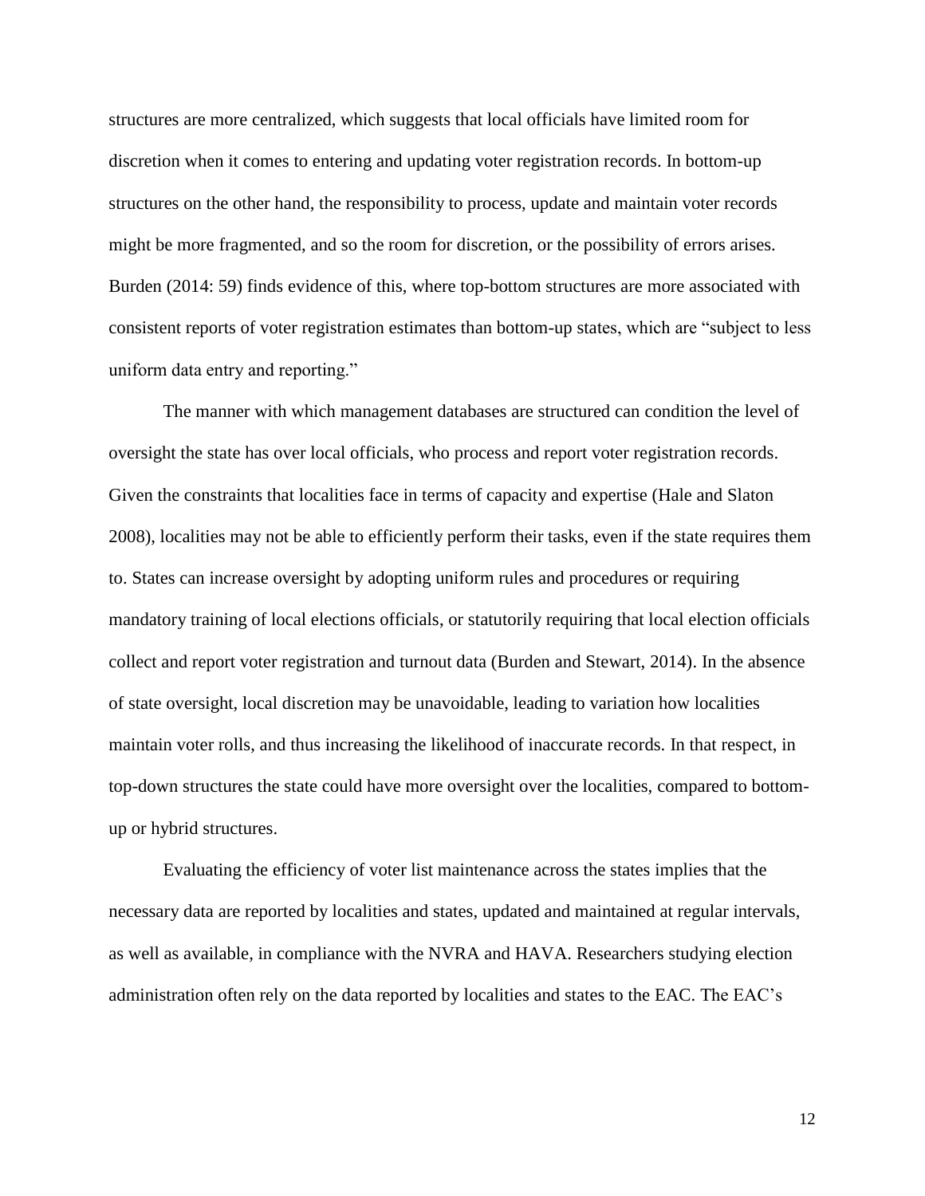structures are more centralized, which suggests that local officials have limited room for discretion when it comes to entering and updating voter registration records. In bottom-up structures on the other hand, the responsibility to process, update and maintain voter records might be more fragmented, and so the room for discretion, or the possibility of errors arises. Burden (2014: 59) finds evidence of this, where top-bottom structures are more associated with consistent reports of voter registration estimates than bottom-up states, which are "subject to less uniform data entry and reporting."

The manner with which management databases are structured can condition the level of oversight the state has over local officials, who process and report voter registration records. Given the constraints that localities face in terms of capacity and expertise (Hale and Slaton 2008), localities may not be able to efficiently perform their tasks, even if the state requires them to. States can increase oversight by adopting uniform rules and procedures or requiring mandatory training of local elections officials, or statutorily requiring that local election officials collect and report voter registration and turnout data (Burden and Stewart, 2014). In the absence of state oversight, local discretion may be unavoidable, leading to variation how localities maintain voter rolls, and thus increasing the likelihood of inaccurate records. In that respect, in top-down structures the state could have more oversight over the localities, compared to bottom-up or hybrid structures.

Evaluating the efficiency of voter list maintenance across the states implies that the necessary data are reported by localities and states, updated and maintained at regular intervals, as well as available, in compliance with the NVRA and HAVA. Researchers studying election administration often rely on the data reported by localities and states to the EAC. The EAC's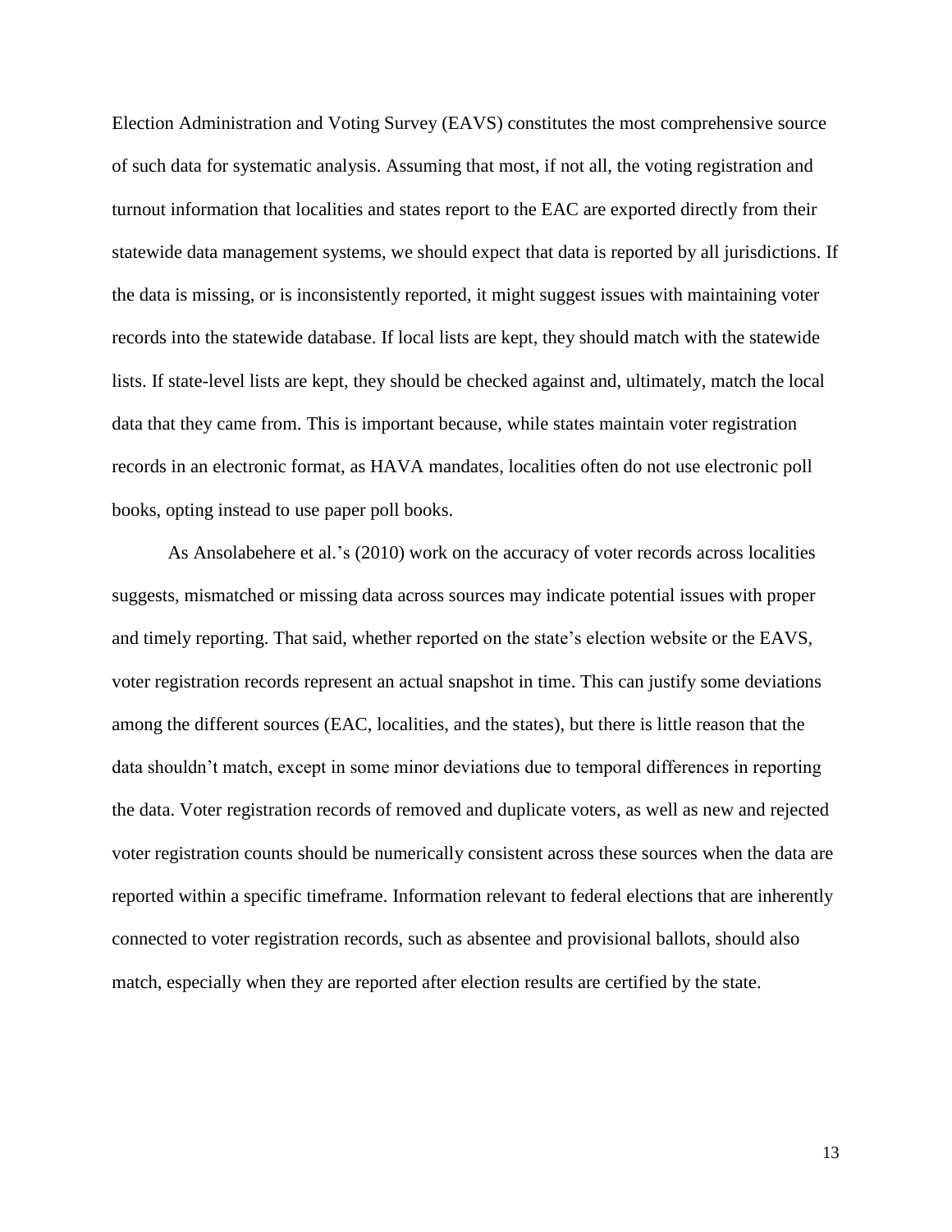Election Administration and Voting Survey (EAVS) constitutes the most comprehensive source of such data for systematic analysis. Assuming that most, if not all, the voting registration and turnout information that localities and states report to the EAC are exported directly from their statewide data management systems, we should expect that data is reported by all jurisdictions. If the data is missing, or is inconsistently reported, it might suggest issues with maintaining voter records into the statewide database. If local lists are kept, they should match with the statewide lists. If state-level lists are kept, they should be checked against and, ultimately, match the local data that they came from. This is important because, while states maintain voter registration records in an electronic format, as HAVA mandates, localities often do not use electronic poll books, opting instead to use paper poll books.

As Ansolabehere et al.'s (2010) work on the accuracy of voter records across localities suggests, mismatched or missing data across sources may indicate potential issues with proper and timely reporting. That said, whether reported on the state's election website or the EAVS, voter registration records represent an actual snapshot in time. This can justify some deviations among the different sources (EAC, localities, and the states), but there is little reason that the data shouldn't match, except in some minor deviations due to temporal differences in reporting the data. Voter registration records of removed and duplicate voters, as well as new and rejected voter registration counts should be numerically consistent across these sources when the data are reported within a specific timeframe. Information relevant to federal elections that are inherently connected to voter registration records, such as absentee and provisional ballots, should also match, especially when they are reported after election results are certified by the state.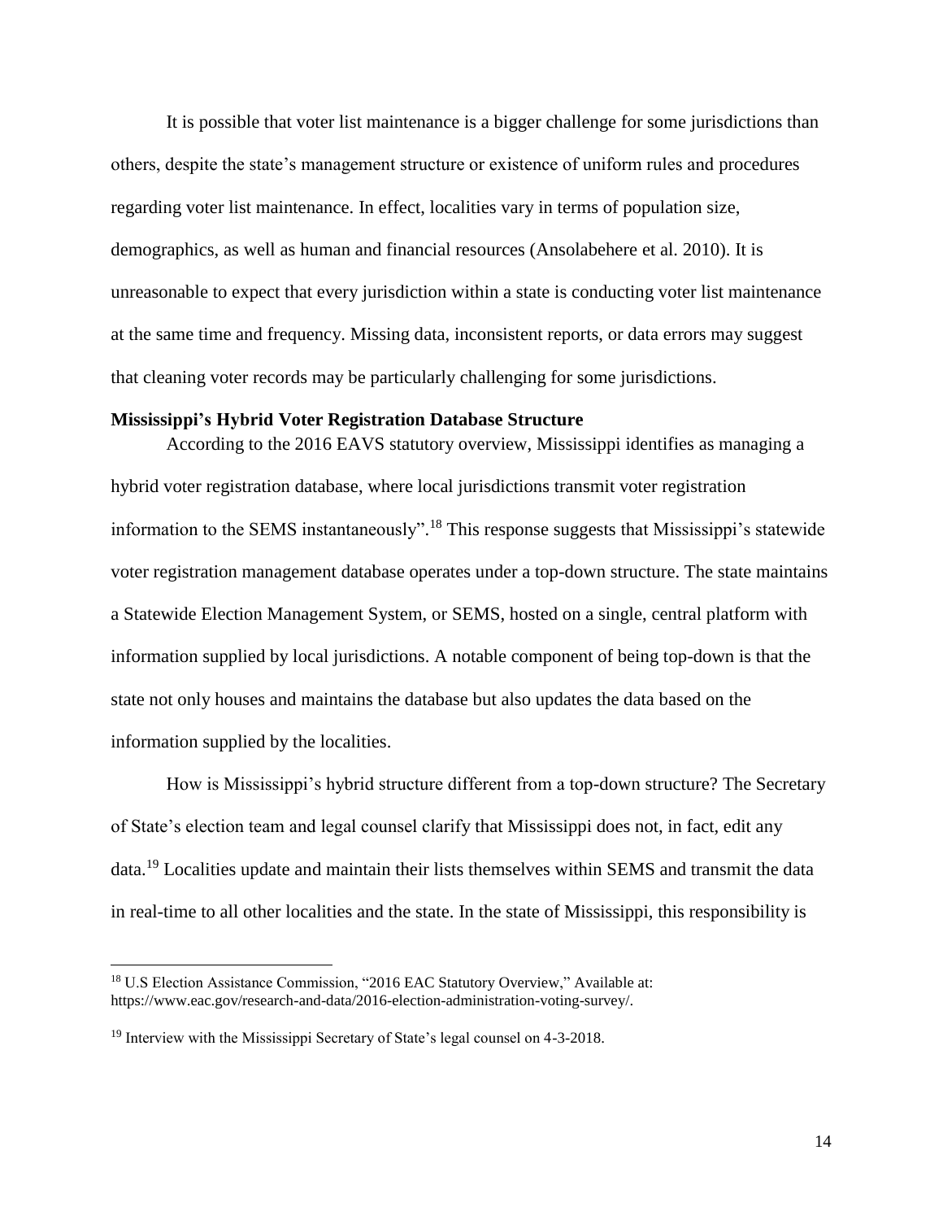It is possible that voter list maintenance is a bigger challenge for some jurisdictions than others, despite the state's management structure or existence of uniform rules and procedures regarding voter list maintenance. In effect, localities vary in terms of population size, demographics, as well as human and financial resources (Ansolabehere et al. 2010). It is unreasonable to expect that every jurisdiction within a state is conducting voter list maintenance at the same time and frequency. Missing data, inconsistent reports, or data errors may suggest that cleaning voter records may be particularly challenging for some jurisdictions.

**Mississippi's Hybrid Voter Registration Database Structure**

According to the 2016 EAVS statutory overview, Mississippi identifies as managing a hybrid voter registration database, where local jurisdictions transmit voter registration information to the SEMS instantaneously".[18] This response suggests that Mississippi's statewide voter registration management database operates under a top-down structure. The state maintains a Statewide Election Management System, or SEMS, hosted on a single, central platform with information supplied by local jurisdictions. A notable component of being top-down is that the state not only houses and maintains the database but also updates the data based on the information supplied by the localities.

How is Mississippi's hybrid structure different from a top-down structure? The Secretary of State's election team and legal counsel clarify that Mississippi does not, in fact, edit any data.[19] Localities update and maintain their lists themselves within SEMS and transmit the data in real-time to all other localities and the state. In the state of Mississippi, this responsibility is

---

[18] U.S Election Assistance Commission, "2016 EAC Statutory Overview," Available at: https://www.eac.gov/research-and-data/2016-election-administration-voting-survey/.

[19] Interview with the Mississippi Secretary of State's legal counsel on 4-3-2018.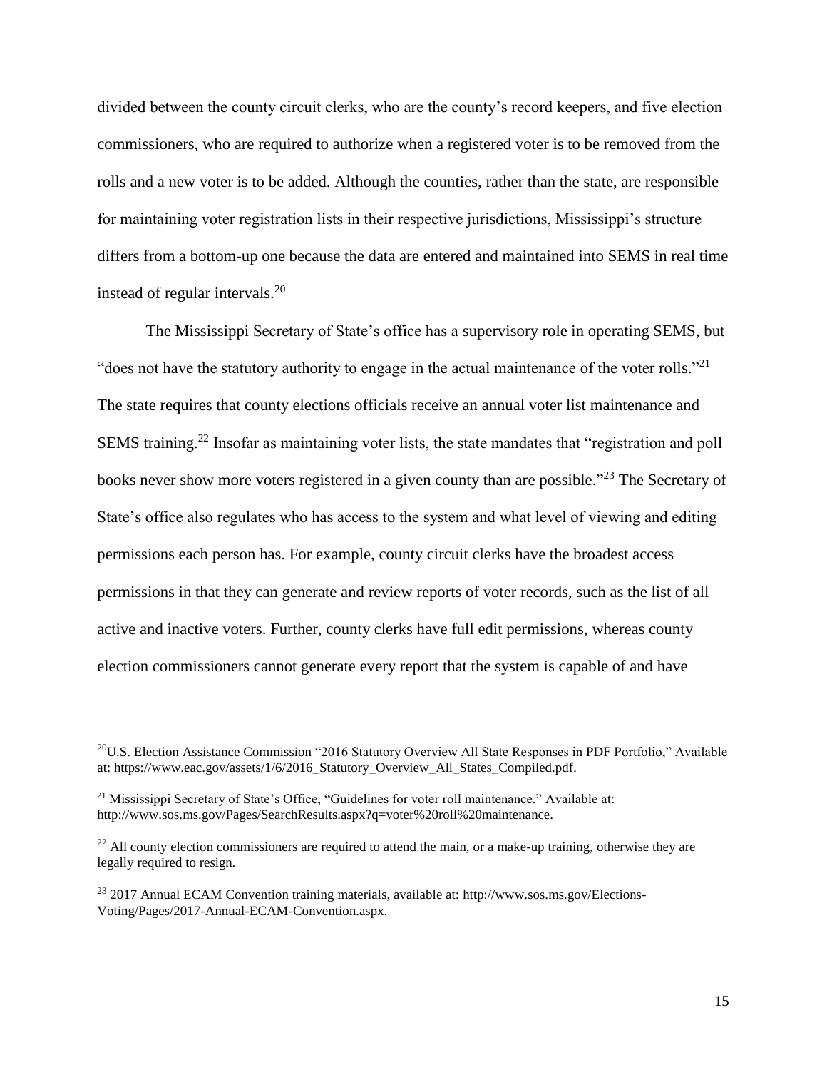divided between the county circuit clerks, who are the county's record keepers, and five election commissioners, who are required to authorize when a registered voter is to be removed from the rolls and a new voter is to be added. Although the counties, rather than the state, are responsible for maintaining voter registration lists in their respective jurisdictions, Mississippi's structure differs from a bottom-up one because the data are entered and maintained into SEMS in real time instead of regular intervals.[20]

The Mississippi Secretary of State's office has a supervisory role in operating SEMS, but "does not have the statutory authority to engage in the actual maintenance of the voter rolls."[21] The state requires that county elections officials receive an annual voter list maintenance and SEMS training.[22] Insofar as maintaining voter lists, the state mandates that "registration and poll books never show more voters registered in a given county than are possible."[23] The Secretary of State's office also regulates who has access to the system and what level of viewing and editing permissions each person has. For example, county circuit clerks have the broadest access permissions in that they can generate and review reports of voter records, such as the list of all active and inactive voters. Further, county clerks have full edit permissions, whereas county election commissioners cannot generate every report that the system is capable of and have

---

[20] U.S. Election Assistance Commission "2016 Statutory Overview All State Responses in PDF Portfolio," Available at: https://www.eac.gov/assets/1/6/2016_Statutory_Overview_All_States_Compiled.pdf.

[21] Mississippi Secretary of State's Office, "Guidelines for voter roll maintenance." Available at: http://www.sos.ms.gov/Pages/SearchResults.aspx?q=voter%20roll%20maintenance.

[22] All county election commissioners are required to attend the main, or a make-up training, otherwise they are legally required to resign.

[23] 2017 Annual ECAM Convention training materials, available at: http://www.sos.ms.gov/Elections-Voting/Pages/2017-Annual-ECAM-Convention.aspx.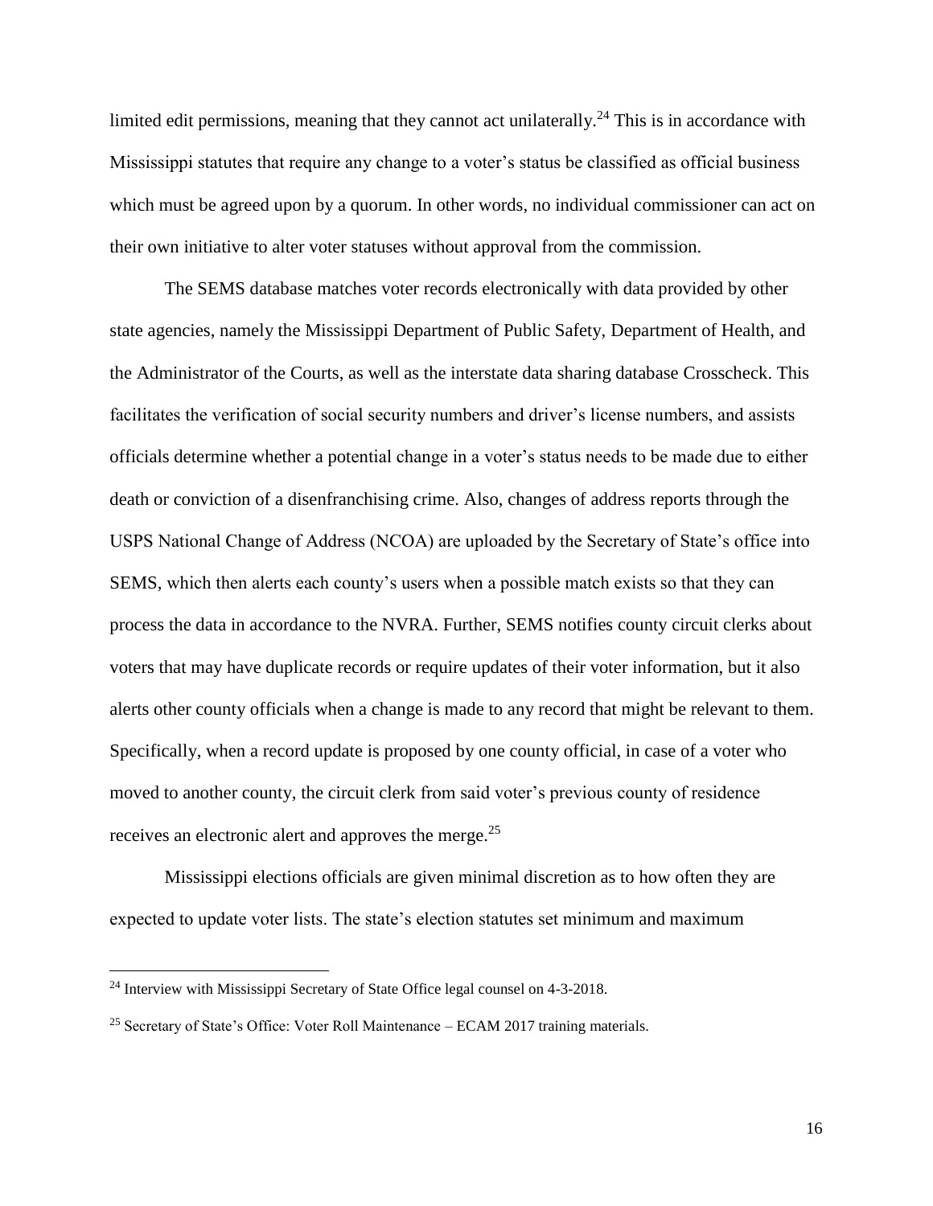limited edit permissions, meaning that they cannot act unilaterally.[24] This is in accordance with Mississippi statutes that require any change to a voter's status be classified as official business which must be agreed upon by a quorum. In other words, no individual commissioner can act on their own initiative to alter voter statuses without approval from the commission.

The SEMS database matches voter records electronically with data provided by other state agencies, namely the Mississippi Department of Public Safety, Department of Health, and the Administrator of the Courts, as well as the interstate data sharing database Crosscheck. This facilitates the verification of social security numbers and driver's license numbers, and assists officials determine whether a potential change in a voter's status needs to be made due to either death or conviction of a disenfranchising crime. Also, changes of address reports through the USPS National Change of Address (NCOA) are uploaded by the Secretary of State's office into SEMS, which then alerts each county's users when a possible match exists so that they can process the data in accordance to the NVRA. Further, SEMS notifies county circuit clerks about voters that may have duplicate records or require updates of their voter information, but it also alerts other county officials when a change is made to any record that might be relevant to them. Specifically, when a record update is proposed by one county official, in case of a voter who moved to another county, the circuit clerk from said voter's previous county of residence receives an electronic alert and approves the merge.[25]

Mississippi elections officials are given minimal discretion as to how often they are expected to update voter lists. The state's election statutes set minimum and maximum

---

[24] Interview with Mississippi Secretary of State Office legal counsel on 4-3-2018.

[25] Secretary of State's Office: Voter Roll Maintenance – ECAM 2017 training materials.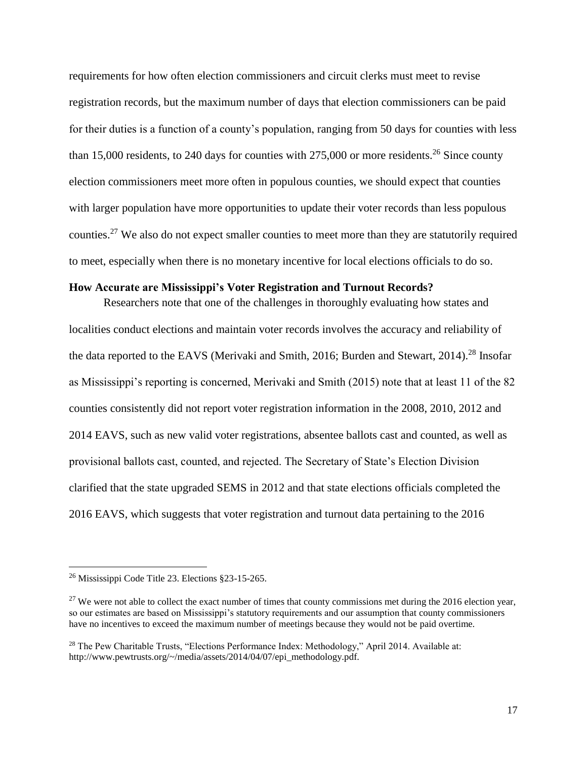requirements for how often election commissioners and circuit clerks must meet to revise registration records, but the maximum number of days that election commissioners can be paid for their duties is a function of a county's population, ranging from 50 days for counties with less than 15,000 residents, to 240 days for counties with 275,000 or more residents.[26] Since county election commissioners meet more often in populous counties, we should expect that counties with larger population have more opportunities to update their voter records than less populous counties.[27] We also do not expect smaller counties to meet more than they are statutorily required to meet, especially when there is no monetary incentive for local elections officials to do so.

**How Accurate are Mississippi's Voter Registration and Turnout Records?**

Researchers note that one of the challenges in thoroughly evaluating how states and localities conduct elections and maintain voter records involves the accuracy and reliability of the data reported to the EAVS (Merivaki and Smith, 2016; Burden and Stewart, 2014).[28] Insofar as Mississippi's reporting is concerned, Merivaki and Smith (2015) note that at least 11 of the 82 counties consistently did not report voter registration information in the 2008, 2010, 2012 and 2014 EAVS, such as new valid voter registrations, absentee ballots cast and counted, as well as provisional ballots cast, counted, and rejected. The Secretary of State's Election Division clarified that the state upgraded SEMS in 2012 and that state elections officials completed the 2016 EAVS, which suggests that voter registration and turnout data pertaining to the 2016

---

[26] Mississippi Code Title 23. Elections §23-15-265.

[27] We were not able to collect the exact number of times that county commissions met during the 2016 election year, so our estimates are based on Mississippi's statutory requirements and our assumption that county commissioners have no incentives to exceed the maximum number of meetings because they would not be paid overtime.

[28] The Pew Charitable Trusts, "Elections Performance Index: Methodology," April 2014. Available at: http://www.pewtrusts.org/~/media/assets/2014/04/07/epi_methodology.pdf.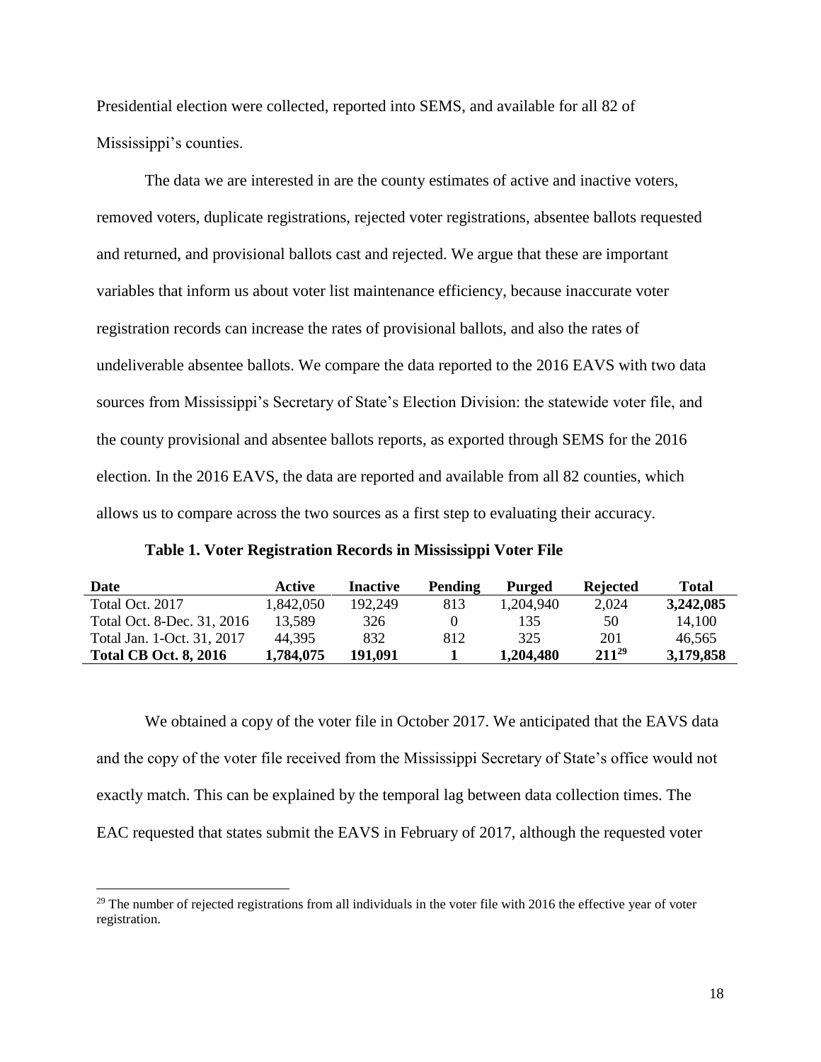Presidential election were collected, reported into SEMS, and available for all 82 of Mississippi's counties.

The data we are interested in are the county estimates of active and inactive voters, removed voters, duplicate registrations, rejected voter registrations, absentee ballots requested and returned, and provisional ballots cast and rejected. We argue that these are important variables that inform us about voter list maintenance efficiency, because inaccurate voter registration records can increase the rates of provisional ballots, and also the rates of undeliverable absentee ballots. We compare the data reported to the 2016 EAVS with two data sources from Mississippi's Secretary of State's Election Division: the statewide voter file, and the county provisional and absentee ballots reports, as exported through SEMS for the 2016 election. In the 2016 EAVS, the data are reported and available from all 82 counties, which allows us to compare across the two sources as a first step to evaluating their accuracy.

**Table 1. Voter Registration Records in Mississippi Voter File**

| Date | Active | Inactive | Pending | Purged | Rejected | Total |
|---|---|---|---|---|---|---|
| Total Oct. 2017 | 1,842,050 | 192,249 | 813 | 1,204,940 | 2,024 | **3,242,085** |
| Total Oct. 8-Dec. 31, 2016 | 13,589 | 326 | 0 | 135 | 50 | 14,100 |
| Total Jan. 1-Oct. 31, 2017 | 44,395 | 832 | 812 | 325 | 201 | 46,565 |
| **Total CB Oct. 8, 2016** | **1,784,075** | **191,091** | **1** | **1,204,480** | **211**[29] | **3,179,858** |

We obtained a copy of the voter file in October 2017. We anticipated that the EAVS data and the copy of the voter file received from the Mississippi Secretary of State's office would not exactly match. This can be explained by the temporal lag between data collection times. The EAC requested that states submit the EAVS in February of 2017, although the requested voter

[29] The number of rejected registrations from all individuals in the voter file with 2016 the effective year of voter registration.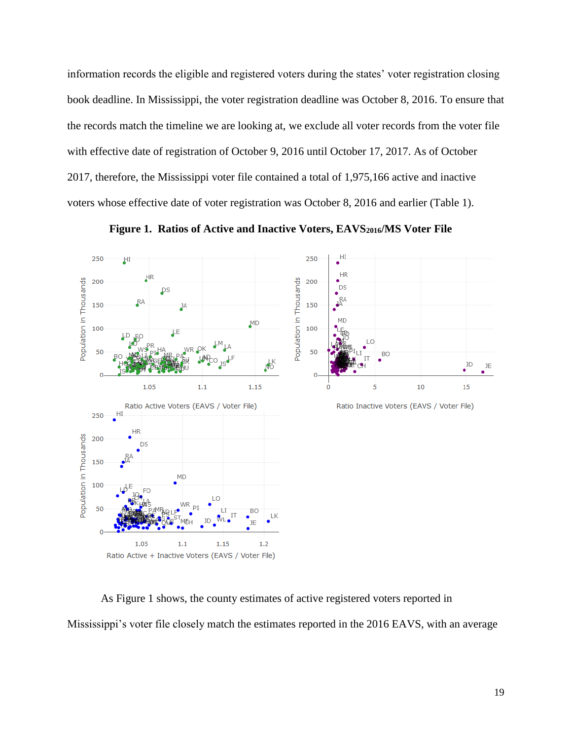information records the eligible and registered voters during the states' voter registration closing book deadline. In Mississippi, the voter registration deadline was October 8, 2016. To ensure that the records match the timeline we are looking at, we exclude all voter records from the voter file with effective date of registration of October 9, 2016 until October 17, 2017. As of October 2017, therefore, the Mississippi voter file contained a total of 1,975,166 active and inactive voters whose effective date of voter registration was October 8, 2016 and earlier (Table 1).

**Figure 1. Ratios of Active and Inactive Voters, EAVS$_{2016}$/MS Voter File**

As Figure 1 shows, the county estimates of active registered voters reported in Mississippi's voter file closely match the estimates reported in the 2016 EAVS, with an average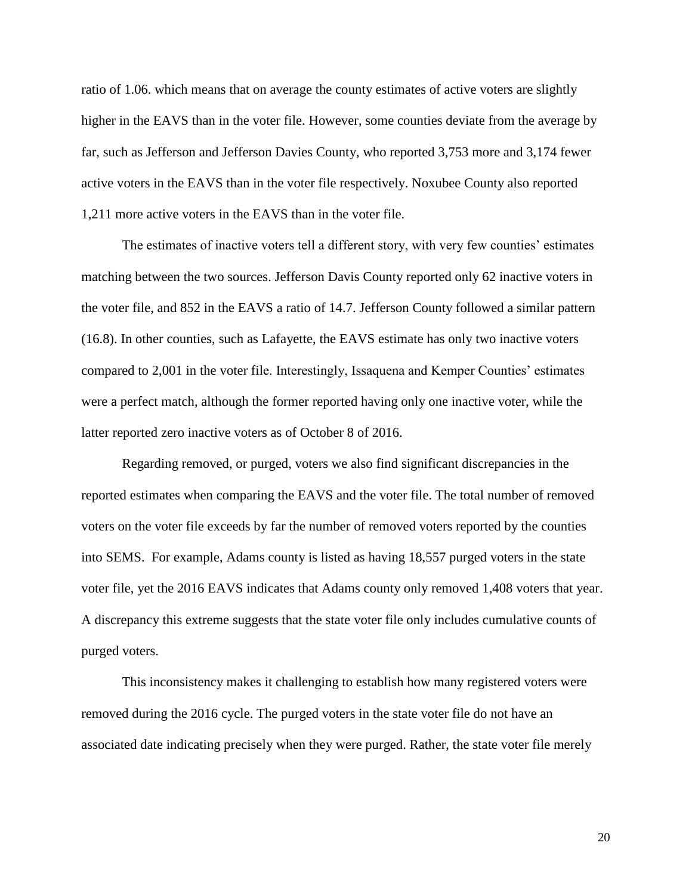ratio of 1.06. which means that on average the county estimates of active voters are slightly higher in the EAVS than in the voter file. However, some counties deviate from the average by far, such as Jefferson and Jefferson Davies County, who reported 3,753 more and 3,174 fewer active voters in the EAVS than in the voter file respectively. Noxubee County also reported 1,211 more active voters in the EAVS than in the voter file.

The estimates of inactive voters tell a different story, with very few counties' estimates matching between the two sources. Jefferson Davis County reported only 62 inactive voters in the voter file, and 852 in the EAVS a ratio of 14.7. Jefferson County followed a similar pattern (16.8). In other counties, such as Lafayette, the EAVS estimate has only two inactive voters compared to 2,001 in the voter file. Interestingly, Issaquena and Kemper Counties' estimates were a perfect match, although the former reported having only one inactive voter, while the latter reported zero inactive voters as of October 8 of 2016.

Regarding removed, or purged, voters we also find significant discrepancies in the reported estimates when comparing the EAVS and the voter file. The total number of removed voters on the voter file exceeds by far the number of removed voters reported by the counties into SEMS. For example, Adams county is listed as having 18,557 purged voters in the state voter file, yet the 2016 EAVS indicates that Adams county only removed 1,408 voters that year. A discrepancy this extreme suggests that the state voter file only includes cumulative counts of purged voters.

This inconsistency makes it challenging to establish how many registered voters were removed during the 2016 cycle. The purged voters in the state voter file do not have an associated date indicating precisely when they were purged. Rather, the state voter file merely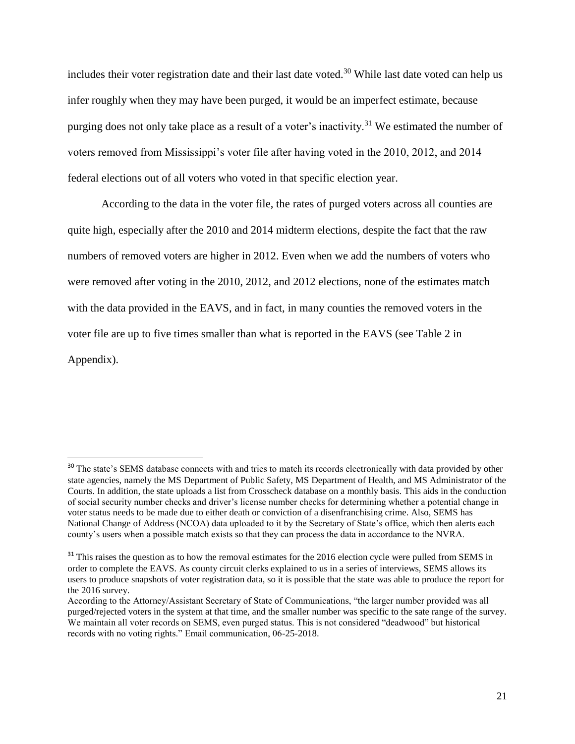includes their voter registration date and their last date voted.[30] While last date voted can help us infer roughly when they may have been purged, it would be an imperfect estimate, because purging does not only take place as a result of a voter's inactivity.[31] We estimated the number of voters removed from Mississippi's voter file after having voted in the 2010, 2012, and 2014 federal elections out of all voters who voted in that specific election year.

According to the data in the voter file, the rates of purged voters across all counties are quite high, especially after the 2010 and 2014 midterm elections, despite the fact that the raw numbers of removed voters are higher in 2012. Even when we add the numbers of voters who were removed after voting in the 2010, 2012, and 2012 elections, none of the estimates match with the data provided in the EAVS, and in fact, in many counties the removed voters in the voter file are up to five times smaller than what is reported in the EAVS (see Table 2 in Appendix).

---

[30] The state's SEMS database connects with and tries to match its records electronically with data provided by other state agencies, namely the MS Department of Public Safety, MS Department of Health, and MS Administrator of the Courts. In addition, the state uploads a list from Crosscheck database on a monthly basis. This aids in the conduction of social security number checks and driver's license number checks for determining whether a potential change in voter status needs to be made due to either death or conviction of a disenfranchising crime. Also, SEMS has National Change of Address (NCOA) data uploaded to it by the Secretary of State's office, which then alerts each county's users when a possible match exists so that they can process the data in accordance to the NVRA.

[31] This raises the question as to how the removal estimates for the 2016 election cycle were pulled from SEMS in order to complete the EAVS. As county circuit clerks explained to us in a series of interviews, SEMS allows its users to produce snapshots of voter registration data, so it is possible that the state was able to produce the report for the 2016 survey.
According to the Attorney/Assistant Secretary of State of Communications, "the larger number provided was all purged/rejected voters in the system at that time, and the smaller number was specific to the sate range of the survey. We maintain all voter records on SEMS, even purged status. This is not considered "deadwood" but historical records with no voting rights." Email communication, 06-25-2018.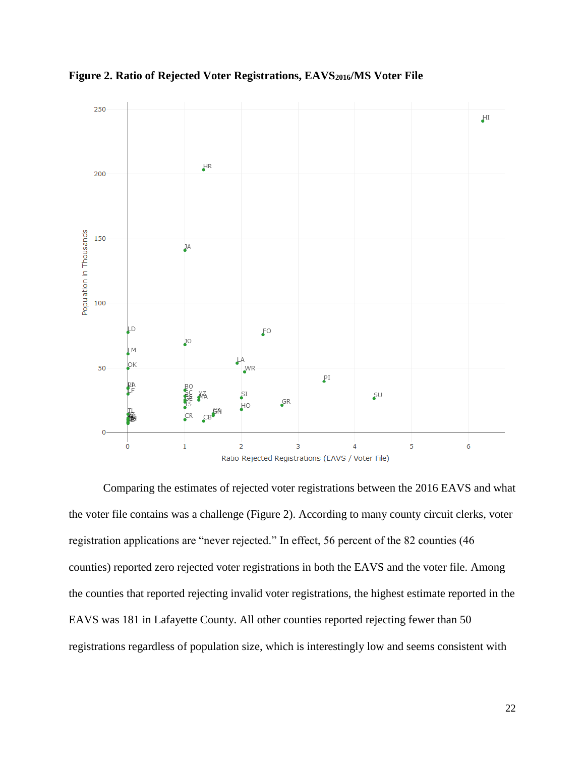**Figure 2. Ratio of Rejected Voter Registrations, $EAVS_{2016}$/MS Voter File**

Comparing the estimates of rejected voter registrations between the 2016 EAVS and what the voter file contains was a challenge (Figure 2). According to many county circuit clerks, voter registration applications are "never rejected." In effect, 56 percent of the 82 counties (46 counties) reported zero rejected voter registrations in both the EAVS and the voter file. Among the counties that reported rejecting invalid voter registrations, the highest estimate reported in the EAVS was 181 in Lafayette County. All other counties reported rejecting fewer than 50 registrations regardless of population size, which is interestingly low and seems consistent with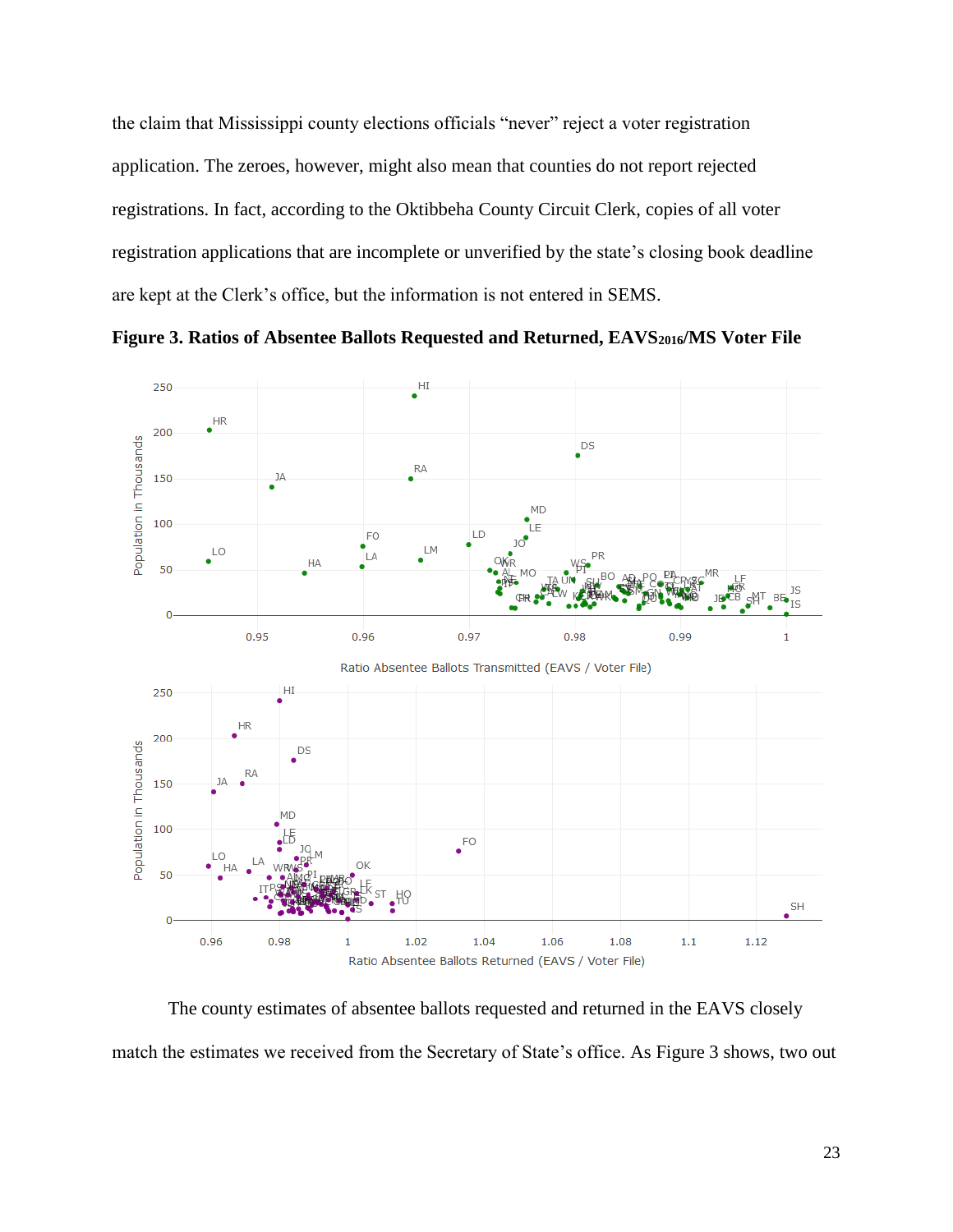the claim that Mississippi county elections officials "never" reject a voter registration application. The zeroes, however, might also mean that counties do not report rejected registrations. In fact, according to the Oktibbeha County Circuit Clerk, copies of all voter registration applications that are incomplete or unverified by the state's closing book deadline are kept at the Clerk's office, but the information is not entered in SEMS.

**Figure 3. Ratios of Absentee Ballots Requested and Returned, EAVS$_{2016}$/MS Voter File**

The county estimates of absentee ballots requested and returned in the EAVS closely match the estimates we received from the Secretary of State's office. As Figure 3 shows, two out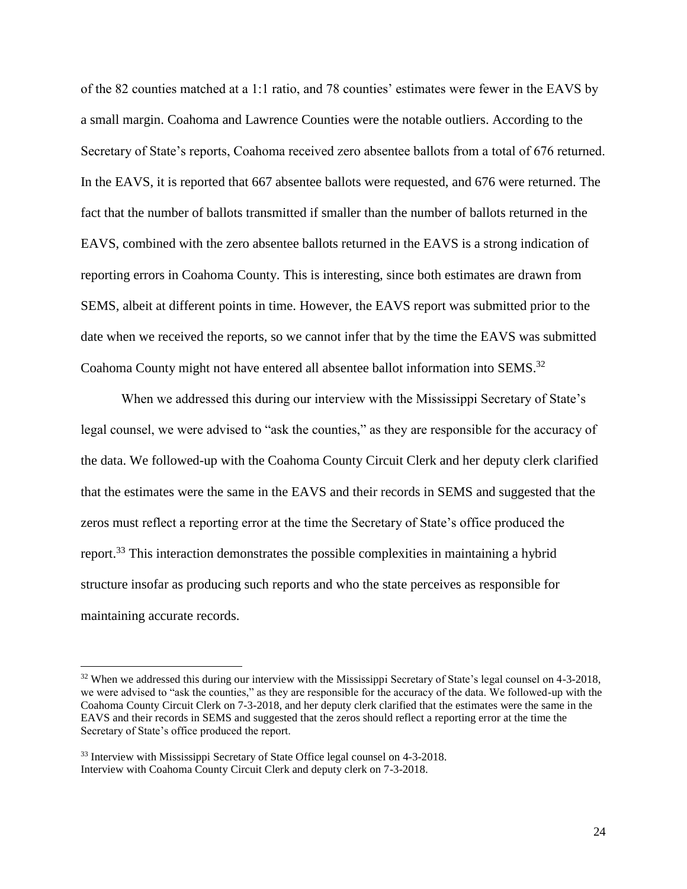of the 82 counties matched at a 1:1 ratio, and 78 counties' estimates were fewer in the EAVS by a small margin. Coahoma and Lawrence Counties were the notable outliers. According to the Secretary of State's reports, Coahoma received zero absentee ballots from a total of 676 returned. In the EAVS, it is reported that 667 absentee ballots were requested, and 676 were returned. The fact that the number of ballots transmitted if smaller than the number of ballots returned in the EAVS, combined with the zero absentee ballots returned in the EAVS is a strong indication of reporting errors in Coahoma County. This is interesting, since both estimates are drawn from SEMS, albeit at different points in time. However, the EAVS report was submitted prior to the date when we received the reports, so we cannot infer that by the time the EAVS was submitted Coahoma County might not have entered all absentee ballot information into SEMS.[32]

When we addressed this during our interview with the Mississippi Secretary of State's legal counsel, we were advised to "ask the counties," as they are responsible for the accuracy of the data. We followed-up with the Coahoma County Circuit Clerk and her deputy clerk clarified that the estimates were the same in the EAVS and their records in SEMS and suggested that the zeros must reflect a reporting error at the time the Secretary of State's office produced the report.[33] This interaction demonstrates the possible complexities in maintaining a hybrid structure insofar as producing such reports and who the state perceives as responsible for maintaining accurate records.

---

[32] When we addressed this during our interview with the Mississippi Secretary of State's legal counsel on 4-3-2018, we were advised to "ask the counties," as they are responsible for the accuracy of the data. We followed-up with the Coahoma County Circuit Clerk on 7-3-2018, and her deputy clerk clarified that the estimates were the same in the EAVS and their records in SEMS and suggested that the zeros should reflect a reporting error at the time the Secretary of State's office produced the report.

[33] Interview with Mississippi Secretary of State Office legal counsel on 4-3-2018.
Interview with Coahoma County Circuit Clerk and deputy clerk on 7-3-2018.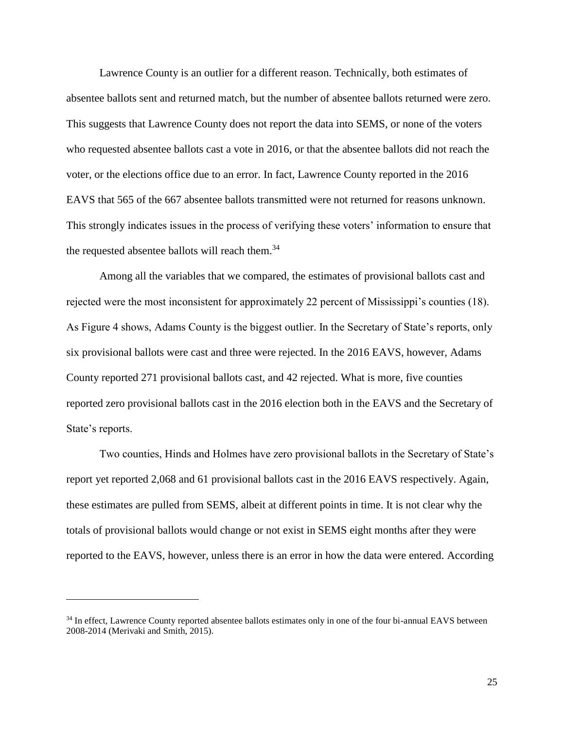Lawrence County is an outlier for a different reason. Technically, both estimates of absentee ballots sent and returned match, but the number of absentee ballots returned were zero. This suggests that Lawrence County does not report the data into SEMS, or none of the voters who requested absentee ballots cast a vote in 2016, or that the absentee ballots did not reach the voter, or the elections office due to an error. In fact, Lawrence County reported in the 2016 EAVS that 565 of the 667 absentee ballots transmitted were not returned for reasons unknown. This strongly indicates issues in the process of verifying these voters' information to ensure that the requested absentee ballots will reach them.[34]

Among all the variables that we compared, the estimates of provisional ballots cast and rejected were the most inconsistent for approximately 22 percent of Mississippi's counties (18). As Figure 4 shows, Adams County is the biggest outlier. In the Secretary of State's reports, only six provisional ballots were cast and three were rejected. In the 2016 EAVS, however, Adams County reported 271 provisional ballots cast, and 42 rejected. What is more, five counties reported zero provisional ballots cast in the 2016 election both in the EAVS and the Secretary of State's reports.

Two counties, Hinds and Holmes have zero provisional ballots in the Secretary of State's report yet reported 2,068 and 61 provisional ballots cast in the 2016 EAVS respectively. Again, these estimates are pulled from SEMS, albeit at different points in time. It is not clear why the totals of provisional ballots would change or not exist in SEMS eight months after they were reported to the EAVS, however, unless there is an error in how the data were entered. According

---

[34] In effect, Lawrence County reported absentee ballots estimates only in one of the four bi-annual EAVS between 2008-2014 (Merivaki and Smith, 2015).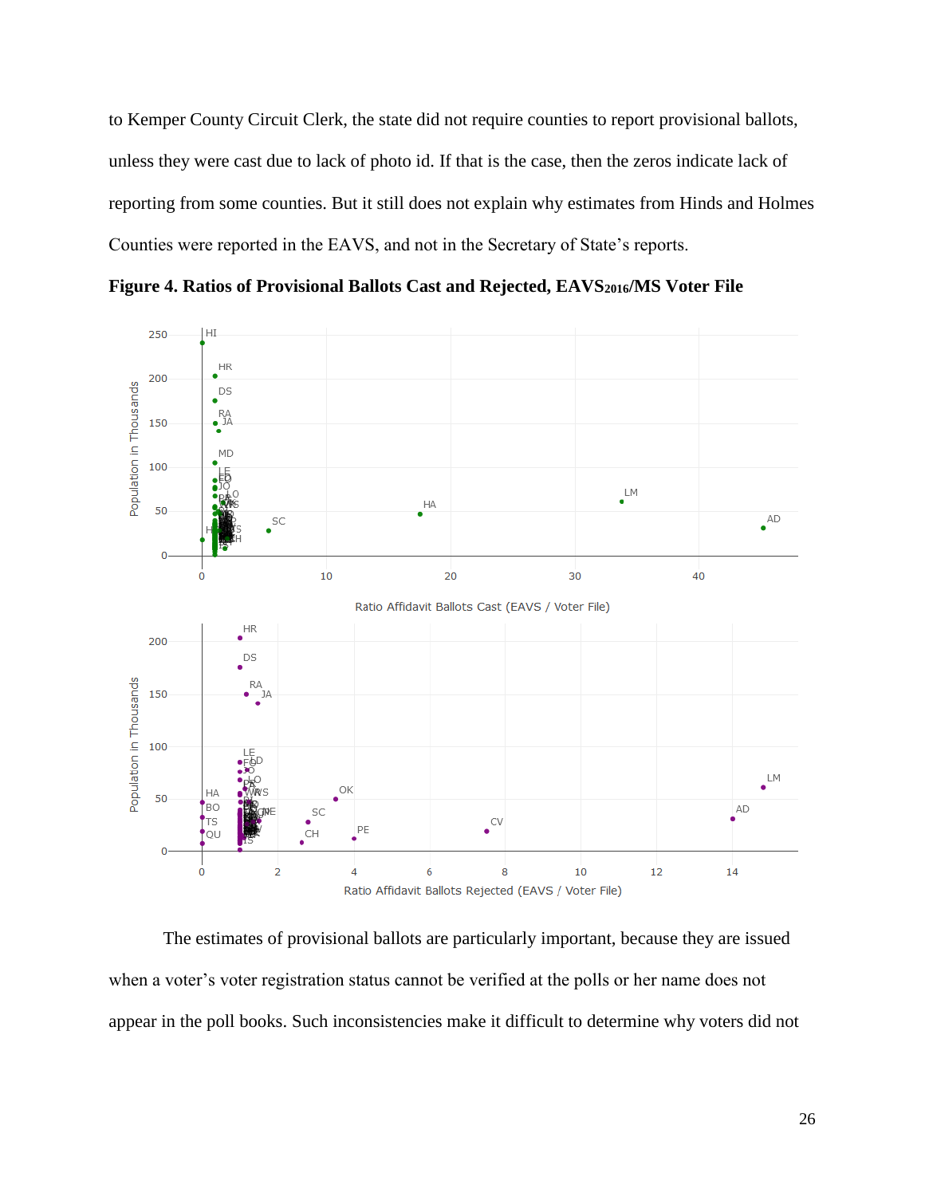to Kemper County Circuit Clerk, the state did not require counties to report provisional ballots, unless they were cast due to lack of photo id. If that is the case, then the zeros indicate lack of reporting from some counties. But it still does not explain why estimates from Hinds and Holmes Counties were reported in the EAVS, and not in the Secretary of State's reports.

**Figure 4. Ratios of Provisional Ballots Cast and Rejected, $\text{EAVS}_{2016}$/MS Voter File**

The estimates of provisional ballots are particularly important, because they are issued when a voter's voter registration status cannot be verified at the polls or her name does not appear in the poll books. Such inconsistencies make it difficult to determine why voters did not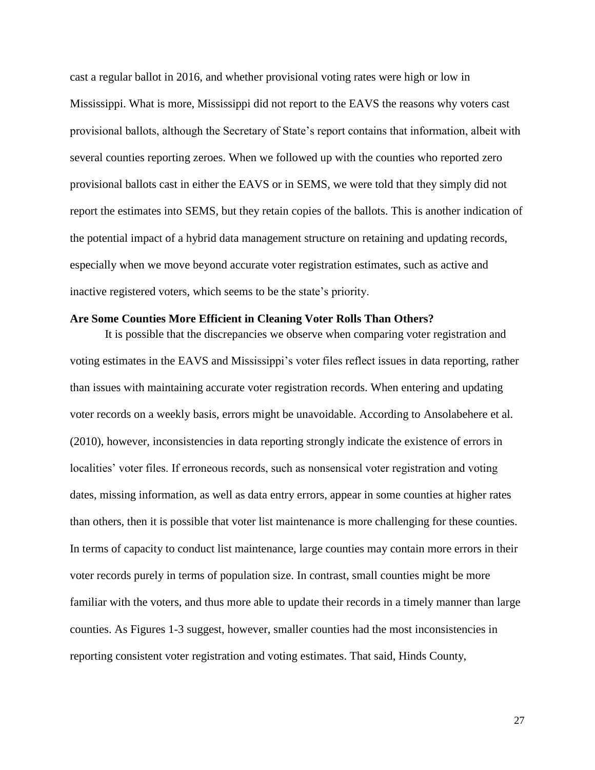cast a regular ballot in 2016, and whether provisional voting rates were high or low in Mississippi. What is more, Mississippi did not report to the EAVS the reasons why voters cast provisional ballots, although the Secretary of State's report contains that information, albeit with several counties reporting zeroes. When we followed up with the counties who reported zero provisional ballots cast in either the EAVS or in SEMS, we were told that they simply did not report the estimates into SEMS, but they retain copies of the ballots. This is another indication of the potential impact of a hybrid data management structure on retaining and updating records, especially when we move beyond accurate voter registration estimates, such as active and inactive registered voters, which seems to be the state's priority.

**Are Some Counties More Efficient in Cleaning Voter Rolls Than Others?**

It is possible that the discrepancies we observe when comparing voter registration and voting estimates in the EAVS and Mississippi's voter files reflect issues in data reporting, rather than issues with maintaining accurate voter registration records. When entering and updating voter records on a weekly basis, errors might be unavoidable. According to Ansolabehere et al. (2010), however, inconsistencies in data reporting strongly indicate the existence of errors in localities' voter files. If erroneous records, such as nonsensical voter registration and voting dates, missing information, as well as data entry errors, appear in some counties at higher rates than others, then it is possible that voter list maintenance is more challenging for these counties. In terms of capacity to conduct list maintenance, large counties may contain more errors in their voter records purely in terms of population size. In contrast, small counties might be more familiar with the voters, and thus more able to update their records in a timely manner than large counties. As Figures 1-3 suggest, however, smaller counties had the most inconsistencies in reporting consistent voter registration and voting estimates. That said, Hinds County,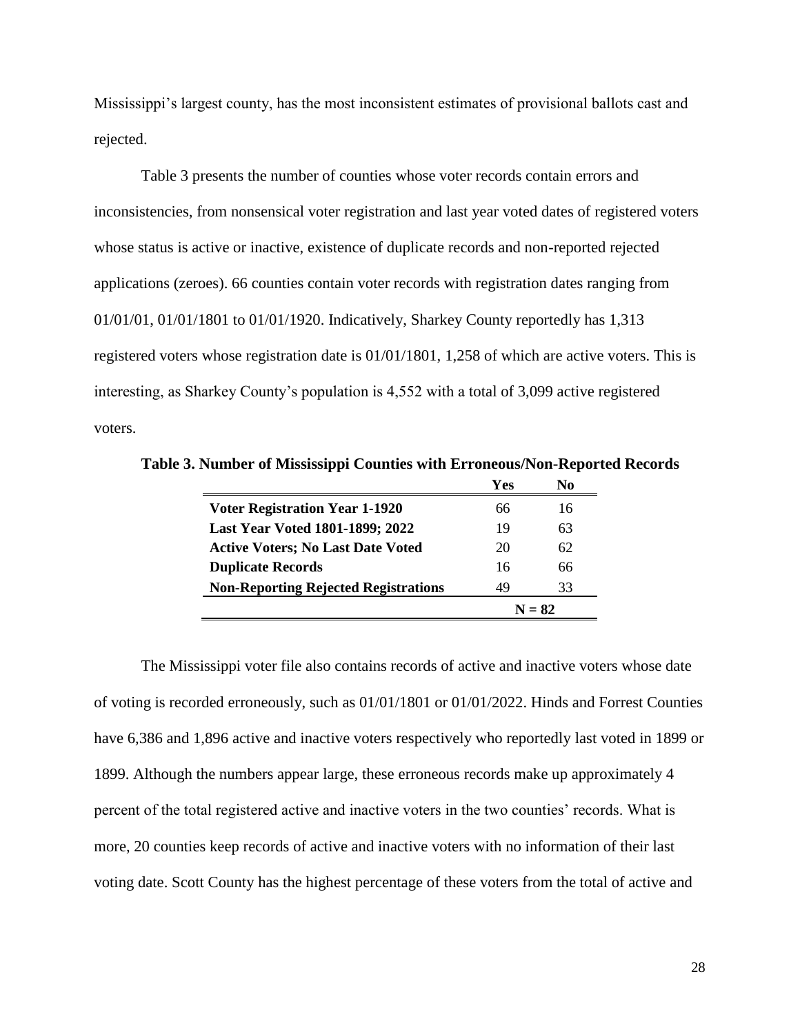Mississippi's largest county, has the most inconsistent estimates of provisional ballots cast and rejected.

Table 3 presents the number of counties whose voter records contain errors and inconsistencies, from nonsensical voter registration and last year voted dates of registered voters whose status is active or inactive, existence of duplicate records and non-reported rejected applications (zeroes). 66 counties contain voter records with registration dates ranging from 01/01/01, 01/01/1801 to 01/01/1920. Indicatively, Sharkey County reportedly has 1,313 registered voters whose registration date is 01/01/1801, 1,258 of which are active voters. This is interesting, as Sharkey County's population is 4,552 with a total of 3,099 active registered voters.

**Table 3. Number of Mississippi Counties with Erroneous/Non-Reported Records**

| | Yes | No |
|---|---|---|
| **Voter Registration Year 1-1920** | 66 | 16 |
| **Last Year Voted 1801-1899; 2022** | 19 | 63 |
| **Active Voters; No Last Date Voted** | 20 | 62 |
| **Duplicate Records** | 16 | 66 |
| **Non-Reporting Rejected Registrations** | 49 | 33 |
| | **N = 82** | |

The Mississippi voter file also contains records of active and inactive voters whose date of voting is recorded erroneously, such as 01/01/1801 or 01/01/2022. Hinds and Forrest Counties have 6,386 and 1,896 active and inactive voters respectively who reportedly last voted in 1899 or 1899. Although the numbers appear large, these erroneous records make up approximately 4 percent of the total registered active and inactive voters in the two counties' records. What is more, 20 counties keep records of active and inactive voters with no information of their last voting date. Scott County has the highest percentage of these voters from the total of active and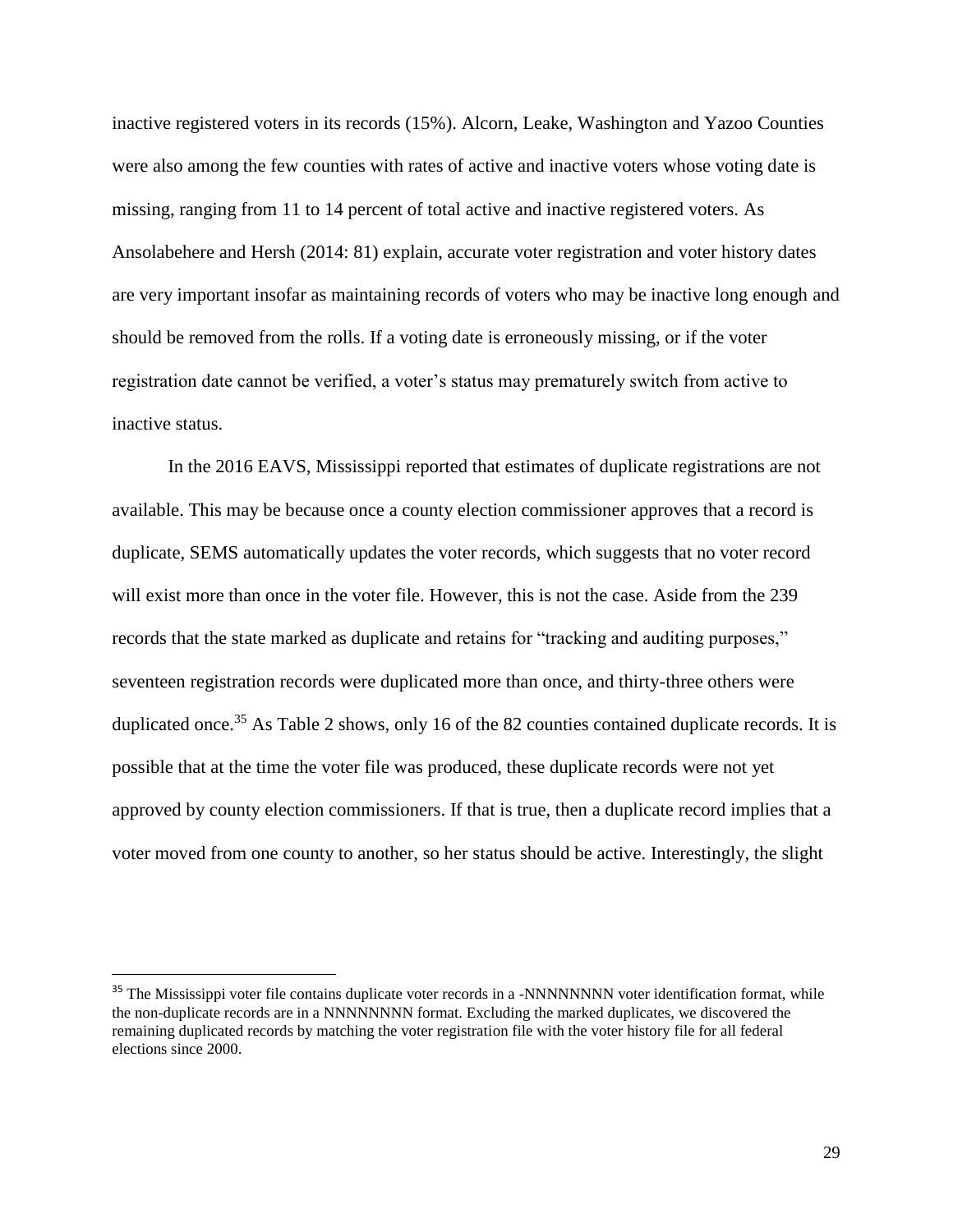inactive registered voters in its records (15%). Alcorn, Leake, Washington and Yazoo Counties were also among the few counties with rates of active and inactive voters whose voting date is missing, ranging from 11 to 14 percent of total active and inactive registered voters. As Ansolabehere and Hersh (2014: 81) explain, accurate voter registration and voter history dates are very important insofar as maintaining records of voters who may be inactive long enough and should be removed from the rolls. If a voting date is erroneously missing, or if the voter registration date cannot be verified, a voter's status may prematurely switch from active to inactive status.

In the 2016 EAVS, Mississippi reported that estimates of duplicate registrations are not available. This may be because once a county election commissioner approves that a record is duplicate, SEMS automatically updates the voter records, which suggests that no voter record will exist more than once in the voter file. However, this is not the case. Aside from the 239 records that the state marked as duplicate and retains for "tracking and auditing purposes," seventeen registration records were duplicated more than once, and thirty-three others were duplicated once.[35] As Table 2 shows, only 16 of the 82 counties contained duplicate records. It is possible that at the time the voter file was produced, these duplicate records were not yet approved by county election commissioners. If that is true, then a duplicate record implies that a voter moved from one county to another, so her status should be active. Interestingly, the slight

---

[35] The Mississippi voter file contains duplicate voter records in a -NNNNNNNN voter identification format, while the non-duplicate records are in a NNNNNNNN format. Excluding the marked duplicates, we discovered the remaining duplicated records by matching the voter registration file with the voter history file for all federal elections since 2000.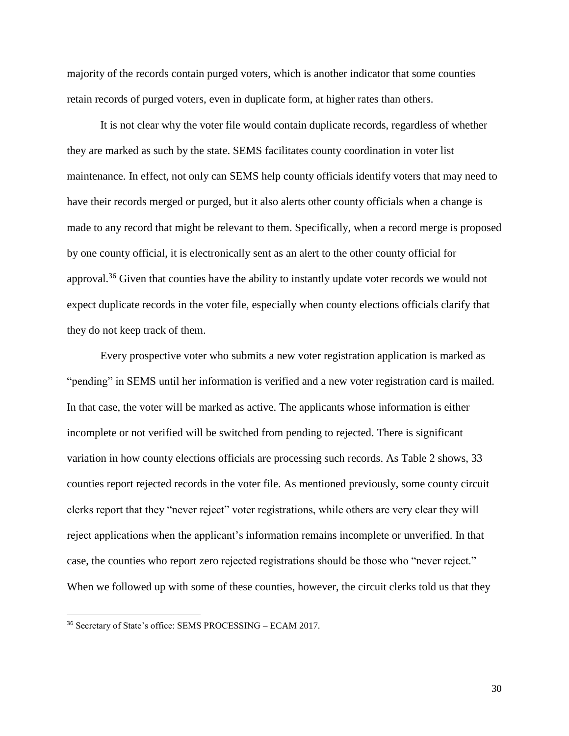majority of the records contain purged voters, which is another indicator that some counties retain records of purged voters, even in duplicate form, at higher rates than others.

It is not clear why the voter file would contain duplicate records, regardless of whether they are marked as such by the state. SEMS facilitates county coordination in voter list maintenance. In effect, not only can SEMS help county officials identify voters that may need to have their records merged or purged, but it also alerts other county officials when a change is made to any record that might be relevant to them. Specifically, when a record merge is proposed by one county official, it is electronically sent as an alert to the other county official for approval.[36] Given that counties have the ability to instantly update voter records we would not expect duplicate records in the voter file, especially when county elections officials clarify that they do not keep track of them.

Every prospective voter who submits a new voter registration application is marked as "pending" in SEMS until her information is verified and a new voter registration card is mailed. In that case, the voter will be marked as active. The applicants whose information is either incomplete or not verified will be switched from pending to rejected. There is significant variation in how county elections officials are processing such records. As Table 2 shows, 33 counties report rejected records in the voter file. As mentioned previously, some county circuit clerks report that they "never reject" voter registrations, while others are very clear they will reject applications when the applicant's information remains incomplete or unverified. In that case, the counties who report zero rejected registrations should be those who "never reject." When we followed up with some of these counties, however, the circuit clerks told us that they

---

[36] Secretary of State's office: SEMS PROCESSING – ECAM 2017.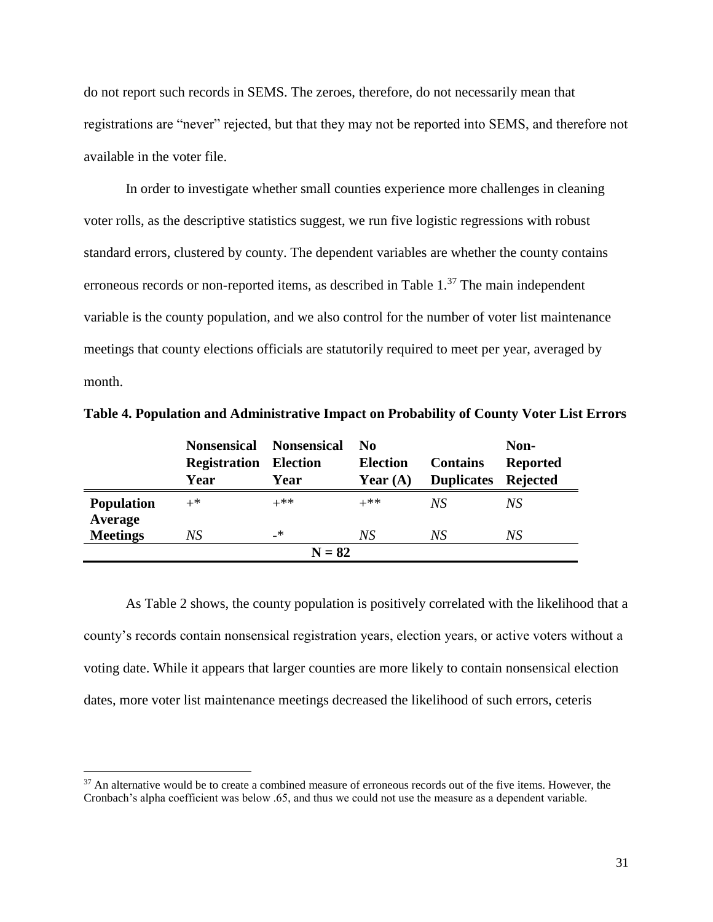do not report such records in SEMS. The zeroes, therefore, do not necessarily mean that registrations are "never" rejected, but that they may not be reported into SEMS, and therefore not available in the voter file.

In order to investigate whether small counties experience more challenges in cleaning voter rolls, as the descriptive statistics suggest, we run five logistic regressions with robust standard errors, clustered by county. The dependent variables are whether the county contains erroneous records or non-reported items, as described in Table 1.[37] The main independent variable is the county population, and we also control for the number of voter list maintenance meetings that county elections officials are statutorily required to meet per year, averaged by month.

**Table 4. Population and Administrative Impact on Probability of County Voter List Errors**

| | Nonsensical Registration Year | Nonsensical Election Year | No Election Year (A) | Contains Duplicates | Non-Reported Rejected |
|---|---|---|---|---|---|
| **Population** | +* | +** | +** | *NS* | *NS* |
| **Average Meetings** | *NS* | -* | *NS* | *NS* | *NS* |
| | | **N = 82** | | | |

As Table 2 shows, the county population is positively correlated with the likelihood that a county's records contain nonsensical registration years, election years, or active voters without a voting date. While it appears that larger counties are more likely to contain nonsensical election dates, more voter list maintenance meetings decreased the likelihood of such errors, ceteris

[37] An alternative would be to create a combined measure of erroneous records out of the five items. However, the Cronbach's alpha coefficient was below .65, and thus we could not use the measure as a dependent variable.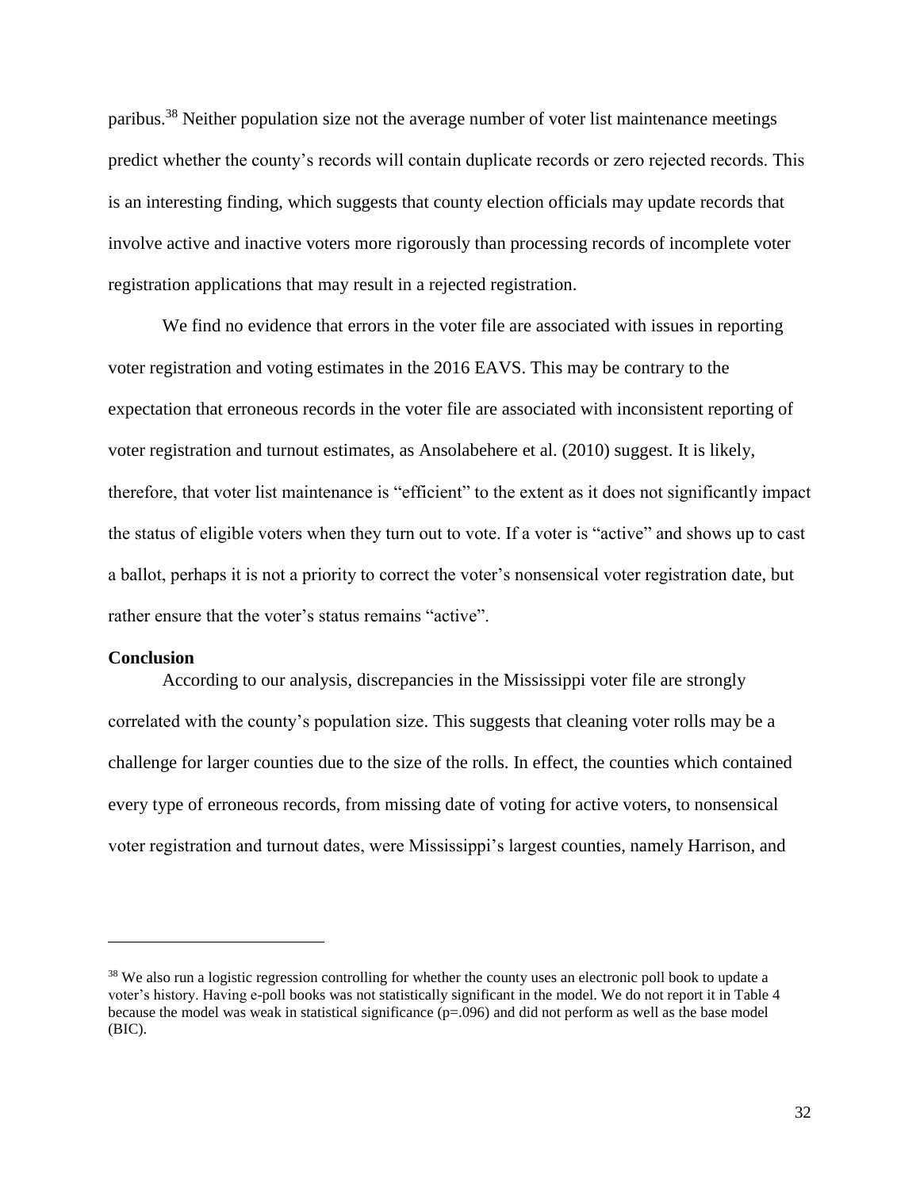paribus.[38] Neither population size not the average number of voter list maintenance meetings predict whether the county's records will contain duplicate records or zero rejected records. This is an interesting finding, which suggests that county election officials may update records that involve active and inactive voters more rigorously than processing records of incomplete voter registration applications that may result in a rejected registration.

We find no evidence that errors in the voter file are associated with issues in reporting voter registration and voting estimates in the 2016 EAVS. This may be contrary to the expectation that erroneous records in the voter file are associated with inconsistent reporting of voter registration and turnout estimates, as Ansolabehere et al. (2010) suggest. It is likely, therefore, that voter list maintenance is "efficient" to the extent as it does not significantly impact the status of eligible voters when they turn out to vote. If a voter is "active" and shows up to cast a ballot, perhaps it is not a priority to correct the voter's nonsensical voter registration date, but rather ensure that the voter's status remains "active".

**Conclusion**

According to our analysis, discrepancies in the Mississippi voter file are strongly correlated with the county's population size. This suggests that cleaning voter rolls may be a challenge for larger counties due to the size of the rolls. In effect, the counties which contained every type of erroneous records, from missing date of voting for active voters, to nonsensical voter registration and turnout dates, were Mississippi's largest counties, namely Harrison, and

[38] We also run a logistic regression controlling for whether the county uses an electronic poll book to update a voter's history. Having e-poll books was not statistically significant in the model. We do not report it in Table 4 because the model was weak in statistical significance ($p=.096$) and did not perform as well as the base model (BIC).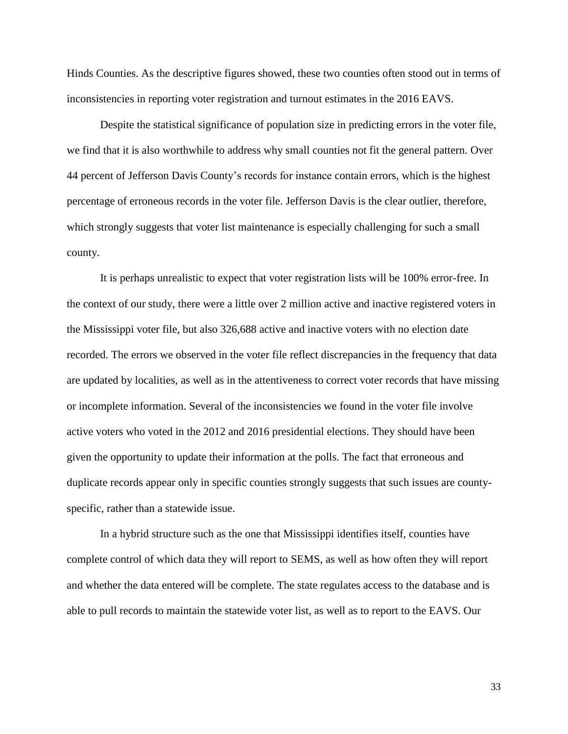Hinds Counties. As the descriptive figures showed, these two counties often stood out in terms of inconsistencies in reporting voter registration and turnout estimates in the 2016 EAVS.

Despite the statistical significance of population size in predicting errors in the voter file, we find that it is also worthwhile to address why small counties not fit the general pattern. Over 44 percent of Jefferson Davis County's records for instance contain errors, which is the highest percentage of erroneous records in the voter file. Jefferson Davis is the clear outlier, therefore, which strongly suggests that voter list maintenance is especially challenging for such a small county.

It is perhaps unrealistic to expect that voter registration lists will be 100% error-free. In the context of our study, there were a little over 2 million active and inactive registered voters in the Mississippi voter file, but also 326,688 active and inactive voters with no election date recorded. The errors we observed in the voter file reflect discrepancies in the frequency that data are updated by localities, as well as in the attentiveness to correct voter records that have missing or incomplete information. Several of the inconsistencies we found in the voter file involve active voters who voted in the 2012 and 2016 presidential elections. They should have been given the opportunity to update their information at the polls. The fact that erroneous and duplicate records appear only in specific counties strongly suggests that such issues are county-specific, rather than a statewide issue.

In a hybrid structure such as the one that Mississippi identifies itself, counties have complete control of which data they will report to SEMS, as well as how often they will report and whether the data entered will be complete. The state regulates access to the database and is able to pull records to maintain the statewide voter list, as well as to report to the EAVS. Our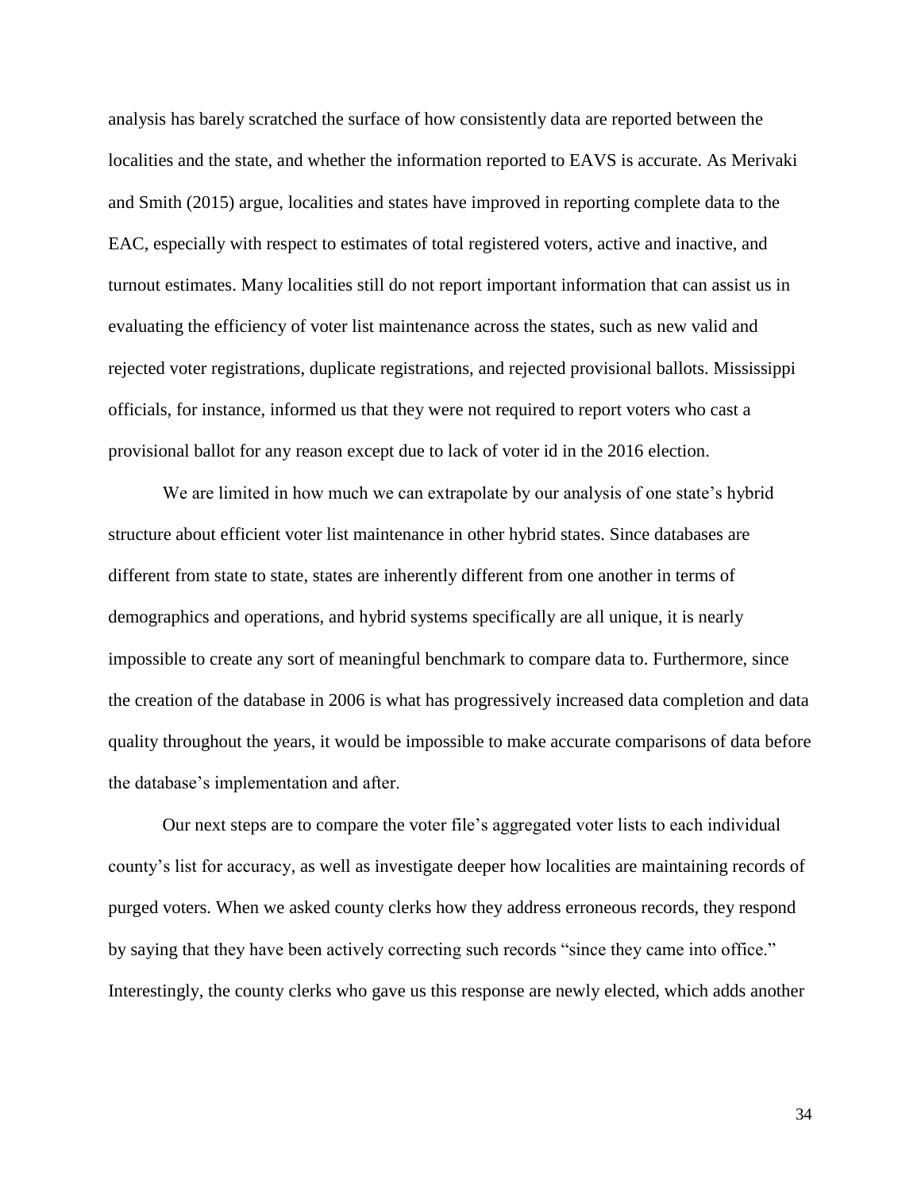analysis has barely scratched the surface of how consistently data are reported between the localities and the state, and whether the information reported to EAVS is accurate. As Merivaki and Smith (2015) argue, localities and states have improved in reporting complete data to the EAC, especially with respect to estimates of total registered voters, active and inactive, and turnout estimates. Many localities still do not report important information that can assist us in evaluating the efficiency of voter list maintenance across the states, such as new valid and rejected voter registrations, duplicate registrations, and rejected provisional ballots. Mississippi officials, for instance, informed us that they were not required to report voters who cast a provisional ballot for any reason except due to lack of voter id in the 2016 election.

We are limited in how much we can extrapolate by our analysis of one state's hybrid structure about efficient voter list maintenance in other hybrid states. Since databases are different from state to state, states are inherently different from one another in terms of demographics and operations, and hybrid systems specifically are all unique, it is nearly impossible to create any sort of meaningful benchmark to compare data to. Furthermore, since the creation of the database in 2006 is what has progressively increased data completion and data quality throughout the years, it would be impossible to make accurate comparisons of data before the database's implementation and after.

Our next steps are to compare the voter file's aggregated voter lists to each individual county's list for accuracy, as well as investigate deeper how localities are maintaining records of purged voters. When we asked county clerks how they address erroneous records, they respond by saying that they have been actively correcting such records "since they came into office." Interestingly, the county clerks who gave us this response are newly elected, which adds another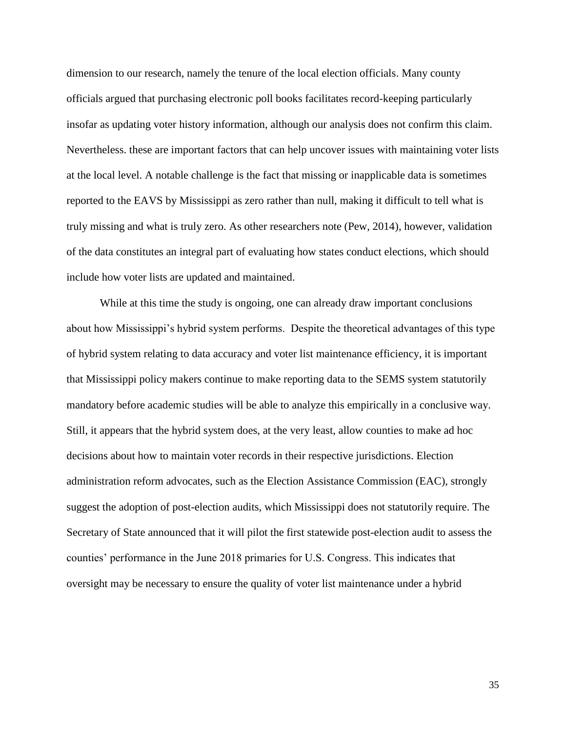dimension to our research, namely the tenure of the local election officials. Many county officials argued that purchasing electronic poll books facilitates record-keeping particularly insofar as updating voter history information, although our analysis does not confirm this claim. Nevertheless. these are important factors that can help uncover issues with maintaining voter lists at the local level. A notable challenge is the fact that missing or inapplicable data is sometimes reported to the EAVS by Mississippi as zero rather than null, making it difficult to tell what is truly missing and what is truly zero. As other researchers note (Pew, 2014), however, validation of the data constitutes an integral part of evaluating how states conduct elections, which should include how voter lists are updated and maintained.

While at this time the study is ongoing, one can already draw important conclusions about how Mississippi's hybrid system performs. Despite the theoretical advantages of this type of hybrid system relating to data accuracy and voter list maintenance efficiency, it is important that Mississippi policy makers continue to make reporting data to the SEMS system statutorily mandatory before academic studies will be able to analyze this empirically in a conclusive way. Still, it appears that the hybrid system does, at the very least, allow counties to make ad hoc decisions about how to maintain voter records in their respective jurisdictions. Election administration reform advocates, such as the Election Assistance Commission (EAC), strongly suggest the adoption of post-election audits, which Mississippi does not statutorily require. The Secretary of State announced that it will pilot the first statewide post-election audit to assess the counties' performance in the June 2018 primaries for U.S. Congress. This indicates that oversight may be necessary to ensure the quality of voter list maintenance under a hybrid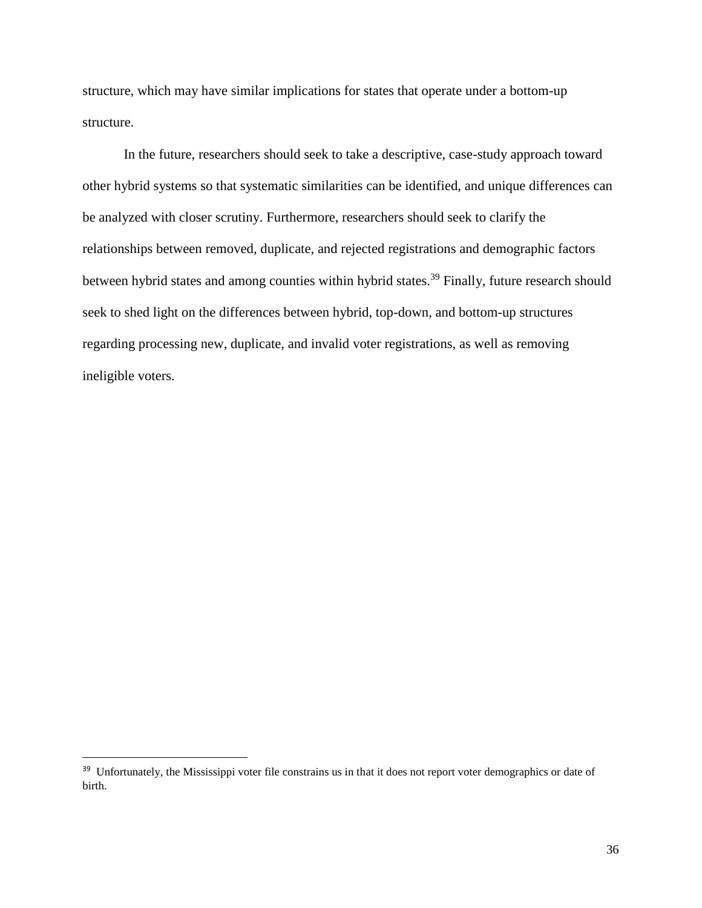structure, which may have similar implications for states that operate under a bottom-up structure.

In the future, researchers should seek to take a descriptive, case-study approach toward other hybrid systems so that systematic similarities can be identified, and unique differences can be analyzed with closer scrutiny. Furthermore, researchers should seek to clarify the relationships between removed, duplicate, and rejected registrations and demographic factors between hybrid states and among counties within hybrid states.[39] Finally, future research should seek to shed light on the differences between hybrid, top-down, and bottom-up structures regarding processing new, duplicate, and invalid voter registrations, as well as removing ineligible voters.

---

[39] Unfortunately, the Mississippi voter file constrains us in that it does not report voter demographics or date of birth.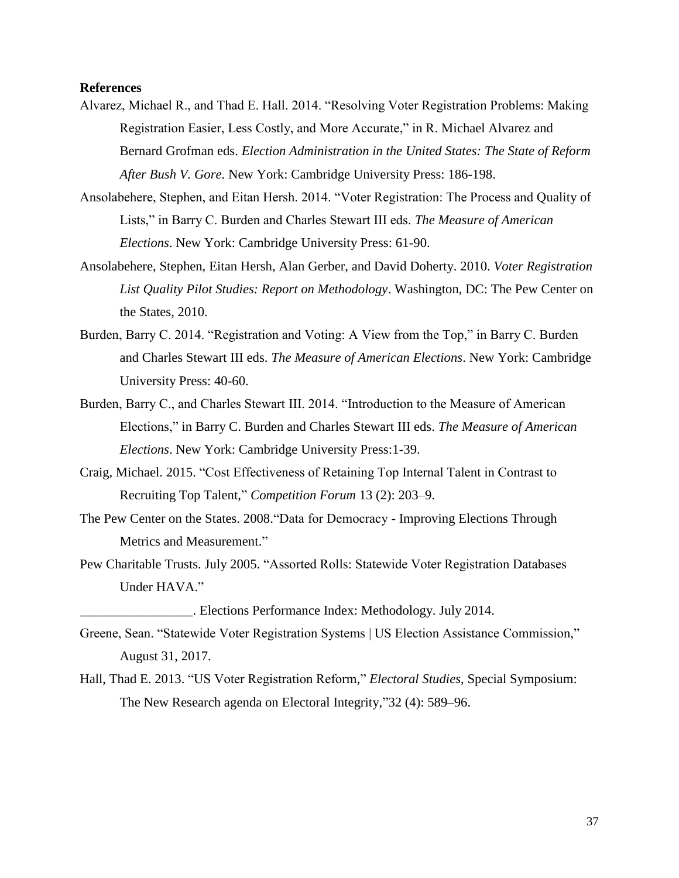**References**

Alvarez, Michael R., and Thad E. Hall. 2014. "Resolving Voter Registration Problems: Making Registration Easier, Less Costly, and More Accurate," in R. Michael Alvarez and Bernard Grofman eds. *Election Administration in the United States: The State of Reform After Bush V. Gore*. New York: Cambridge University Press: 186-198.

Ansolabehere, Stephen, and Eitan Hersh. 2014. "Voter Registration: The Process and Quality of Lists," in Barry C. Burden and Charles Stewart III eds. *The Measure of American Elections*. New York: Cambridge University Press: 61-90.

Ansolabehere, Stephen, Eitan Hersh, Alan Gerber, and David Doherty. 2010. *Voter Registration List Quality Pilot Studies: Report on Methodology*. Washington, DC: The Pew Center on the States, 2010.

Burden, Barry C. 2014. "Registration and Voting: A View from the Top," in Barry C. Burden and Charles Stewart III eds. *The Measure of American Elections*. New York: Cambridge University Press: 40-60.

Burden, Barry C., and Charles Stewart III. 2014. "Introduction to the Measure of American Elections," in Barry C. Burden and Charles Stewart III eds. *The Measure of American Elections*. New York: Cambridge University Press:1-39.

Craig, Michael. 2015. "Cost Effectiveness of Retaining Top Internal Talent in Contrast to Recruiting Top Talent," *Competition Forum* 13 (2): 203–9.

The Pew Center on the States. 2008."Data for Democracy - Improving Elections Through Metrics and Measurement."

Pew Charitable Trusts. July 2005. "Assorted Rolls: Statewide Voter Registration Databases Under HAVA."

_________________. Elections Performance Index: Methodology. July 2014.

Greene, Sean. "Statewide Voter Registration Systems | US Election Assistance Commission," August 31, 2017.

Hall, Thad E. 2013. "US Voter Registration Reform," *Electoral Studies*, Special Symposium: The New Research agenda on Electoral Integrity,"32 (4): 589–96.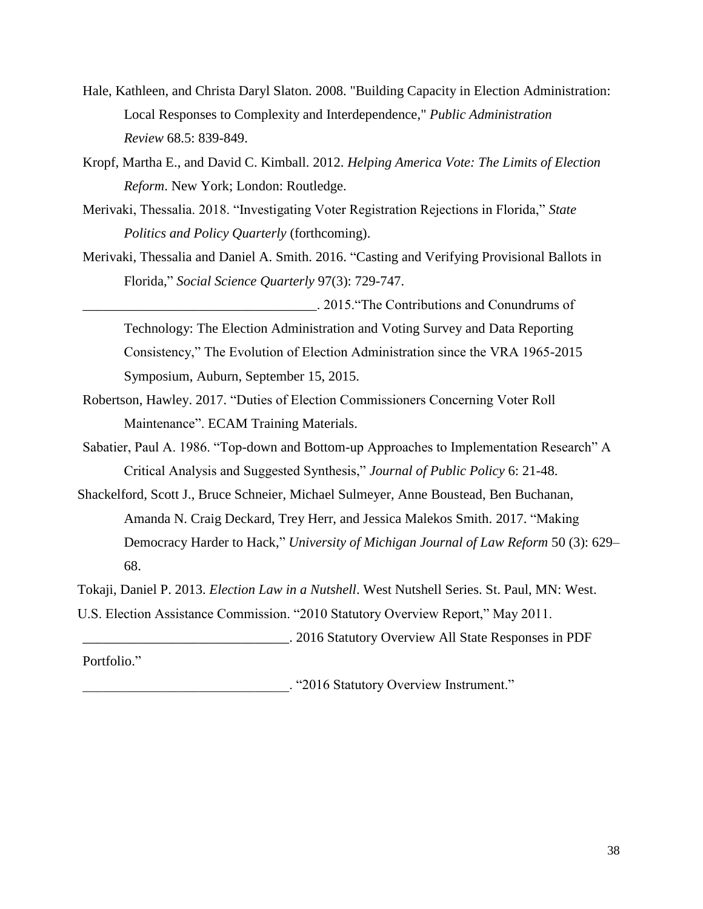Hale, Kathleen, and Christa Daryl Slaton. 2008. "Building Capacity in Election Administration: Local Responses to Complexity and Interdependence," *Public Administration Review* 68.5: 839-849.

Kropf, Martha E., and David C. Kimball. 2012. *Helping America Vote: The Limits of Election Reform*. New York; London: Routledge.

Merivaki, Thessalia. 2018. "Investigating Voter Registration Rejections in Florida," *State Politics and Policy Quarterly* (forthcoming).

Merivaki, Thessalia and Daniel A. Smith. 2016. "Casting and Verifying Provisional Ballots in Florida," *Social Science Quarterly* 97(3): 729-747.

__________________________________. 2015."The Contributions and Conundrums of Technology: The Election Administration and Voting Survey and Data Reporting Consistency," The Evolution of Election Administration since the VRA 1965-2015 Symposium, Auburn, September 15, 2015.

Robertson, Hawley. 2017. "Duties of Election Commissioners Concerning Voter Roll Maintenance". ECAM Training Materials.

Sabatier, Paul A. 1986. "Top-down and Bottom-up Approaches to Implementation Research" A Critical Analysis and Suggested Synthesis," *Journal of Public Policy* 6: 21-48.

Shackelford, Scott J., Bruce Schneier, Michael Sulmeyer, Anne Boustead, Ben Buchanan, Amanda N. Craig Deckard, Trey Herr, and Jessica Malekos Smith. 2017. "Making Democracy Harder to Hack," *University of Michigan Journal of Law Reform* 50 (3): 629–68.

Tokaji, Daniel P. 2013. *Election Law in a Nutshell*. West Nutshell Series. St. Paul, MN: West.

U.S. Election Assistance Commission. "2010 Statutory Overview Report," May 2011.

______________________________. 2016 Statutory Overview All State Responses in PDF Portfolio."

______________________________. "2016 Statutory Overview Instrument."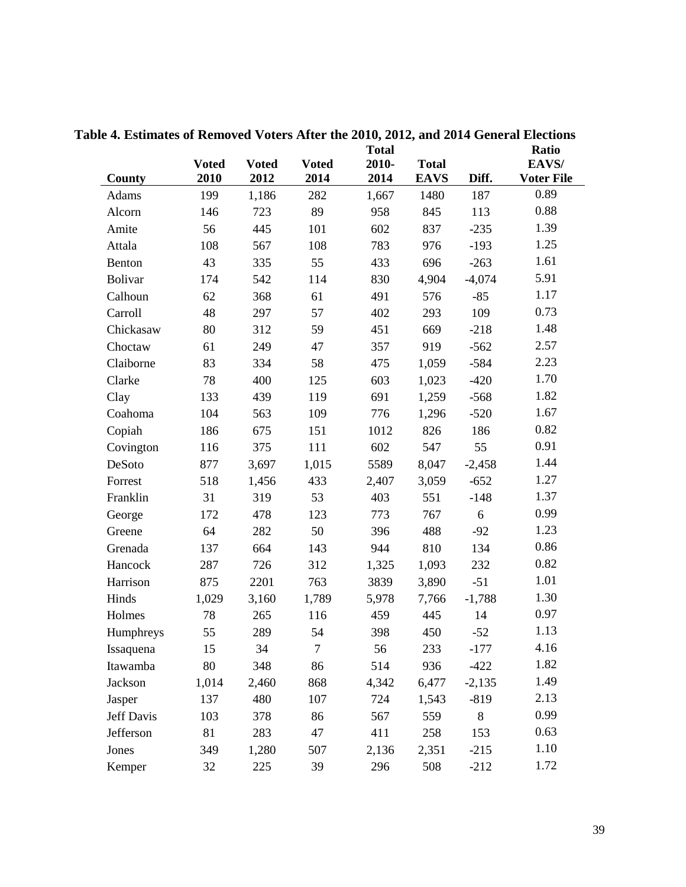**Table 4. Estimates of Removed Voters After the 2010, 2012, and 2014 General Elections**

| County | Voted 2010 | Voted 2012 | Voted 2014 | Total 2010-2014 | Total EAVS | Diff. | Ratio EAVS/ Voter File |
|---|---|---|---|---|---|---|---|
| Adams | 199 | 1,186 | 282 | 1,667 | 1480 | 187 | 0.89 |
| Alcorn | 146 | 723 | 89 | 958 | 845 | 113 | 0.88 |
| Amite | 56 | 445 | 101 | 602 | 837 | -235 | 1.39 |
| Attala | 108 | 567 | 108 | 783 | 976 | -193 | 1.25 |
| Benton | 43 | 335 | 55 | 433 | 696 | -263 | 1.61 |
| Bolivar | 174 | 542 | 114 | 830 | 4,904 | -4,074 | 5.91 |
| Calhoun | 62 | 368 | 61 | 491 | 576 | -85 | 1.17 |
| Carroll | 48 | 297 | 57 | 402 | 293 | 109 | 0.73 |
| Chickasaw | 80 | 312 | 59 | 451 | 669 | -218 | 1.48 |
| Choctaw | 61 | 249 | 47 | 357 | 919 | -562 | 2.57 |
| Claiborne | 83 | 334 | 58 | 475 | 1,059 | -584 | 2.23 |
| Clarke | 78 | 400 | 125 | 603 | 1,023 | -420 | 1.70 |
| Clay | 133 | 439 | 119 | 691 | 1,259 | -568 | 1.82 |
| Coahoma | 104 | 563 | 109 | 776 | 1,296 | -520 | 1.67 |
| Copiah | 186 | 675 | 151 | 1012 | 826 | 186 | 0.82 |
| Covington | 116 | 375 | 111 | 602 | 547 | 55 | 0.91 |
| DeSoto | 877 | 3,697 | 1,015 | 5589 | 8,047 | -2,458 | 1.44 |
| Forrest | 518 | 1,456 | 433 | 2,407 | 3,059 | -652 | 1.27 |
| Franklin | 31 | 319 | 53 | 403 | 551 | -148 | 1.37 |
| George | 172 | 478 | 123 | 773 | 767 | 6 | 0.99 |
| Greene | 64 | 282 | 50 | 396 | 488 | -92 | 1.23 |
| Grenada | 137 | 664 | 143 | 944 | 810 | 134 | 0.86 |
| Hancock | 287 | 726 | 312 | 1,325 | 1,093 | 232 | 0.82 |
| Harrison | 875 | 2201 | 763 | 3839 | 3,890 | -51 | 1.01 |
| Hinds | 1,029 | 3,160 | 1,789 | 5,978 | 7,766 | -1,788 | 1.30 |
| Holmes | 78 | 265 | 116 | 459 | 445 | 14 | 0.97 |
| Humphreys | 55 | 289 | 54 | 398 | 450 | -52 | 1.13 |
| Issaquena | 15 | 34 | 7 | 56 | 233 | -177 | 4.16 |
| Itawamba | 80 | 348 | 86 | 514 | 936 | -422 | 1.82 |
| Jackson | 1,014 | 2,460 | 868 | 4,342 | 6,477 | -2,135 | 1.49 |
| Jasper | 137 | 480 | 107 | 724 | 1,543 | -819 | 2.13 |
| Jeff Davis | 103 | 378 | 86 | 567 | 559 | 8 | 0.99 |
| Jefferson | 81 | 283 | 47 | 411 | 258 | 153 | 0.63 |
| Jones | 349 | 1,280 | 507 | 2,136 | 2,351 | -215 | 1.10 |
| Kemper | 32 | 225 | 39 | 296 | 508 | -212 | 1.72 |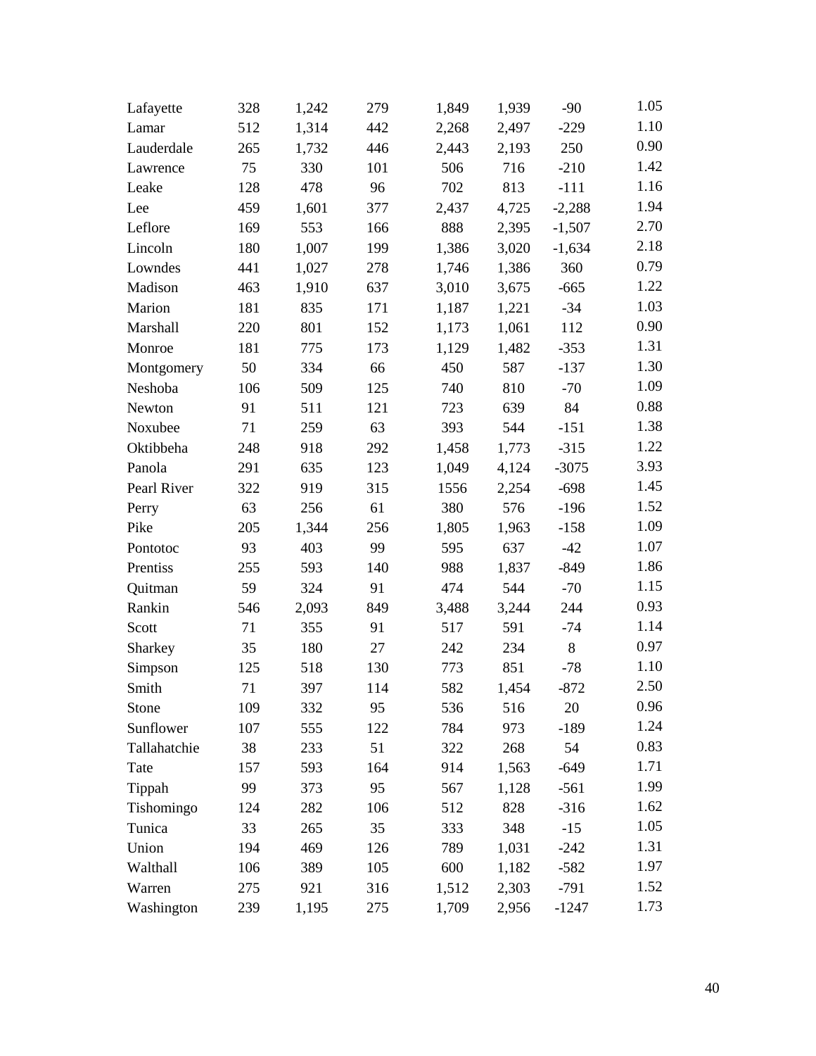| | | | | | | | |
|---|---|---|---|---|---|---|---|
| Lafayette | 328 | 1,242 | 279 | 1,849 | 1,939 | -90 | 1.05 |
| Lamar | 512 | 1,314 | 442 | 2,268 | 2,497 | -229 | 1.10 |
| Lauderdale | 265 | 1,732 | 446 | 2,443 | 2,193 | 250 | 0.90 |
| Lawrence | 75 | 330 | 101 | 506 | 716 | -210 | 1.42 |
| Leake | 128 | 478 | 96 | 702 | 813 | -111 | 1.16 |
| Lee | 459 | 1,601 | 377 | 2,437 | 4,725 | -2,288 | 1.94 |
| Leflore | 169 | 553 | 166 | 888 | 2,395 | -1,507 | 2.70 |
| Lincoln | 180 | 1,007 | 199 | 1,386 | 3,020 | -1,634 | 2.18 |
| Lowndes | 441 | 1,027 | 278 | 1,746 | 1,386 | 360 | 0.79 |
| Madison | 463 | 1,910 | 637 | 3,010 | 3,675 | -665 | 1.22 |
| Marion | 181 | 835 | 171 | 1,187 | 1,221 | -34 | 1.03 |
| Marshall | 220 | 801 | 152 | 1,173 | 1,061 | 112 | 0.90 |
| Monroe | 181 | 775 | 173 | 1,129 | 1,482 | -353 | 1.31 |
| Montgomery | 50 | 334 | 66 | 450 | 587 | -137 | 1.30 |
| Neshoba | 106 | 509 | 125 | 740 | 810 | -70 | 1.09 |
| Newton | 91 | 511 | 121 | 723 | 639 | 84 | 0.88 |
| Noxubee | 71 | 259 | 63 | 393 | 544 | -151 | 1.38 |
| Oktibbeha | 248 | 918 | 292 | 1,458 | 1,773 | -315 | 1.22 |
| Panola | 291 | 635 | 123 | 1,049 | 4,124 | -3075 | 3.93 |
| Pearl River | 322 | 919 | 315 | 1556 | 2,254 | -698 | 1.45 |
| Perry | 63 | 256 | 61 | 380 | 576 | -196 | 1.52 |
| Pike | 205 | 1,344 | 256 | 1,805 | 1,963 | -158 | 1.09 |
| Pontotoc | 93 | 403 | 99 | 595 | 637 | -42 | 1.07 |
| Prentiss | 255 | 593 | 140 | 988 | 1,837 | -849 | 1.86 |
| Quitman | 59 | 324 | 91 | 474 | 544 | -70 | 1.15 |
| Rankin | 546 | 2,093 | 849 | 3,488 | 3,244 | 244 | 0.93 |
| Scott | 71 | 355 | 91 | 517 | 591 | -74 | 1.14 |
| Sharkey | 35 | 180 | 27 | 242 | 234 | 8 | 0.97 |
| Simpson | 125 | 518 | 130 | 773 | 851 | -78 | 1.10 |
| Smith | 71 | 397 | 114 | 582 | 1,454 | -872 | 2.50 |
| Stone | 109 | 332 | 95 | 536 | 516 | 20 | 0.96 |
| Sunflower | 107 | 555 | 122 | 784 | 973 | -189 | 1.24 |
| Tallahatchie | 38 | 233 | 51 | 322 | 268 | 54 | 0.83 |
| Tate | 157 | 593 | 164 | 914 | 1,563 | -649 | 1.71 |
| Tippah | 99 | 373 | 95 | 567 | 1,128 | -561 | 1.99 |
| Tishomingo | 124 | 282 | 106 | 512 | 828 | -316 | 1.62 |
| Tunica | 33 | 265 | 35 | 333 | 348 | -15 | 1.05 |
| Union | 194 | 469 | 126 | 789 | 1,031 | -242 | 1.31 |
| Walthall | 106 | 389 | 105 | 600 | 1,182 | -582 | 1.97 |
| Warren | 275 | 921 | 316 | 1,512 | 2,303 | -791 | 1.52 |
| Washington | 239 | 1,195 | 275 | 1,709 | 2,956 | -1247 | 1.73 |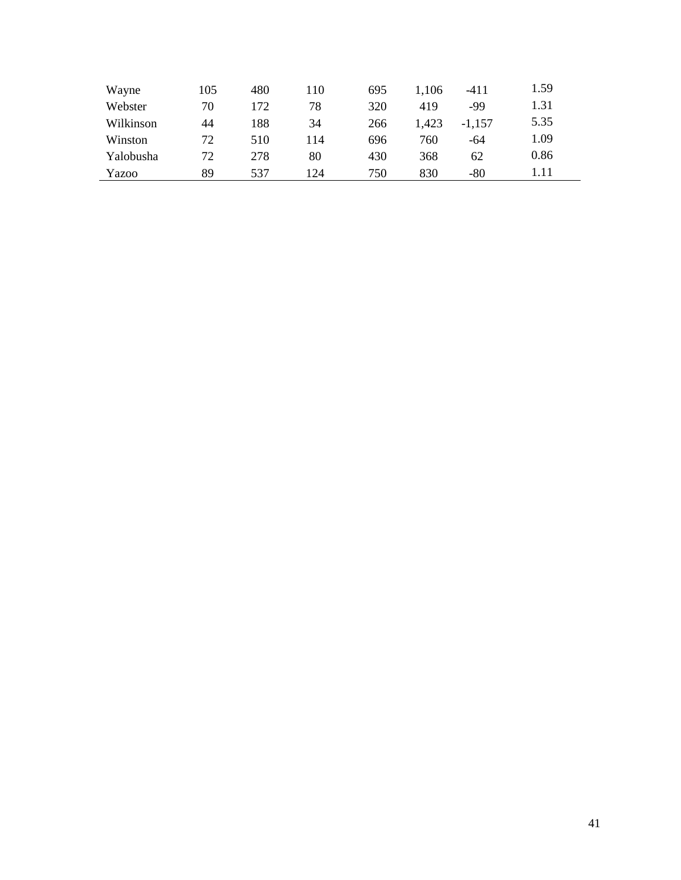| | | | | | | | |
|---|---|---|---|---|---|---|---|
| Wayne | 105 | 480 | 110 | 695 | 1,106 | -411 | 1.59 |
| Webster | 70 | 172 | 78 | 320 | 419 | -99 | 1.31 |
| Wilkinson | 44 | 188 | 34 | 266 | 1,423 | -1,157 | 5.35 |
| Winston | 72 | 510 | 114 | 696 | 760 | -64 | 1.09 |
| Yalobusha | 72 | 278 | 80 | 430 | 368 | 62 | 0.86 |
| Yazoo | 89 | 537 | 124 | 750 | 830 | -80 | 1.11 |